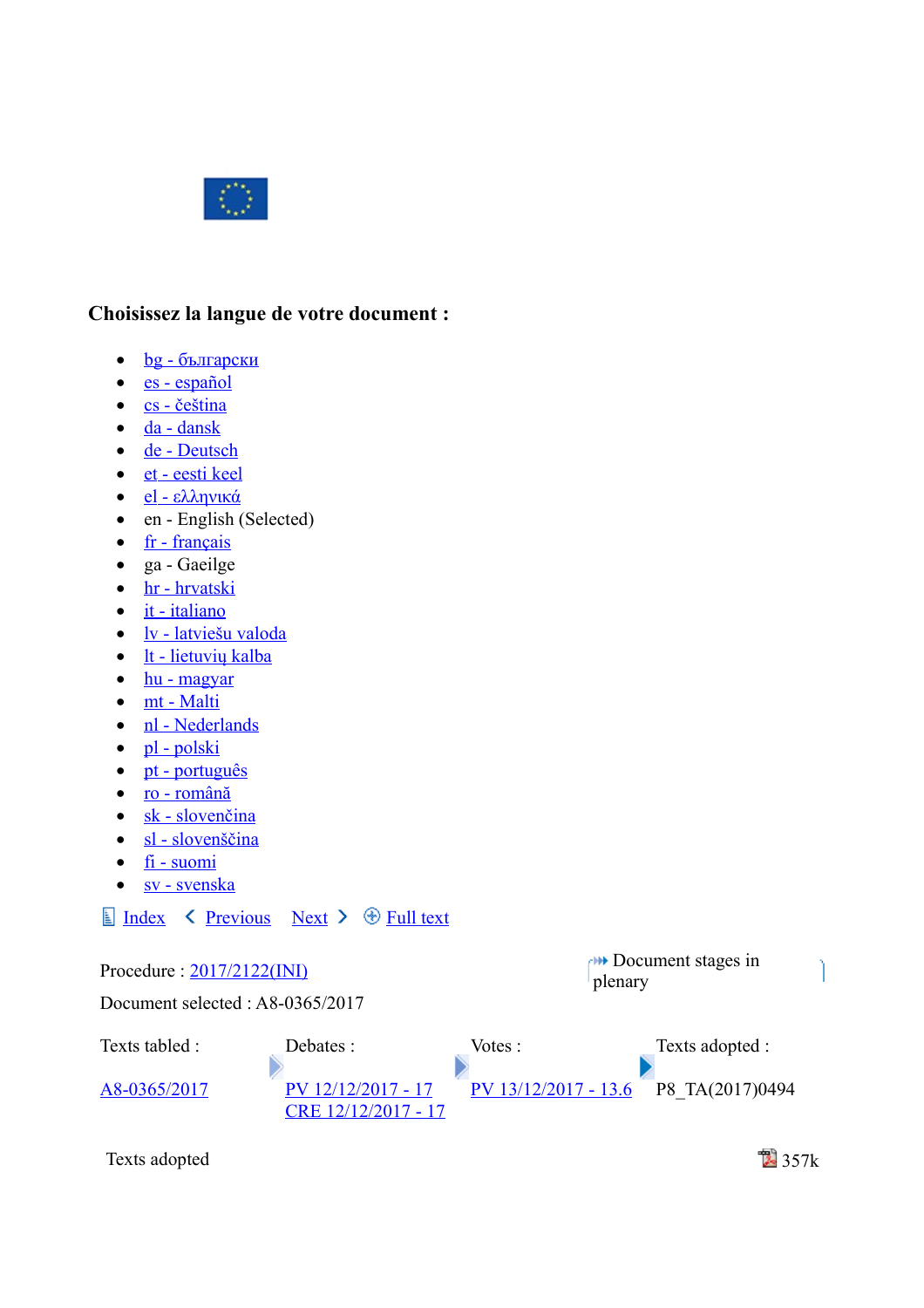## Choisissez la langue de votre document :

- bg - български
- es - español
- cs - čeština
- da - dansk
- de - Deutsch
- et - eesti keel
- el - ελληνικά
- en - English (Selected)
- fr - français
- ga - Gaeilge
- hr - hrvatski
- it - italiano
- lv - latviešu valoda
- lt - lietuvių kalba
- hu - magyar
- mt - Malti
- nl - Nederlands
- pl - polski
- pt - português
- ro - română
- sk - slovenčina
- sl - slovenščina
- fi - suomi
- sv - svenska

Index | Previous | Next | Full text

Procedure : 2017/2122(INI)

Document stages in plenary

Document selected : A8-0365/2017

| Texts tabled : | Debates : | Votes : | Texts adopted : |
|---|---|---|---|
| A8-0365/2017 | PV 12/12/2017 - 17<br>CRE 12/12/2017 - 17 | PV 13/12/2017 - 13.6 | P8_TA(2017)0494 |

Texts adopted 357k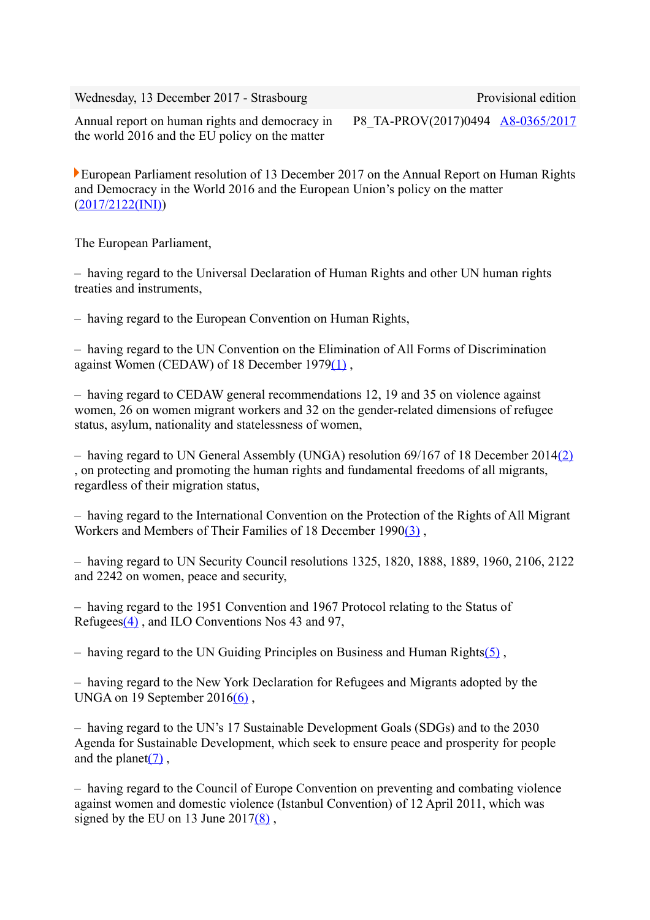| Wednesday, 13 December 2017 - Strasbourg | | Provisional edition |
|---|---|---|
| Annual report on human rights and democracy in the world 2016 and the EU policy on the matter | P8_TA-PROV(2017)0494 | A8-0365/2017 |

European Parliament resolution of 13 December 2017 on the Annual Report on Human Rights and Democracy in the World 2016 and the European Union's policy on the matter (2017/2122(INI))

The European Parliament,

– having regard to the Universal Declaration of Human Rights and other UN human rights treaties and instruments,

– having regard to the European Convention on Human Rights,

– having regard to the UN Convention on the Elimination of All Forms of Discrimination against Women (CEDAW) of 18 December 1979(1) ,

– having regard to CEDAW general recommendations 12, 19 and 35 on violence against women, 26 on women migrant workers and 32 on the gender-related dimensions of refugee status, asylum, nationality and statelessness of women,

– having regard to UN General Assembly (UNGA) resolution 69/167 of 18 December 2014(2) , on protecting and promoting the human rights and fundamental freedoms of all migrants, regardless of their migration status,

– having regard to the International Convention on the Protection of the Rights of All Migrant Workers and Members of Their Families of 18 December 1990(3) ,

– having regard to UN Security Council resolutions 1325, 1820, 1888, 1889, 1960, 2106, 2122 and 2242 on women, peace and security,

– having regard to the 1951 Convention and 1967 Protocol relating to the Status of Refugees(4) , and ILO Conventions Nos 43 and 97,

– having regard to the UN Guiding Principles on Business and Human Rights(5) ,

– having regard to the New York Declaration for Refugees and Migrants adopted by the UNGA on 19 September 2016(6) ,

– having regard to the UN's 17 Sustainable Development Goals (SDGs) and to the 2030 Agenda for Sustainable Development, which seek to ensure peace and prosperity for people and the planet(7) ,

– having regard to the Council of Europe Convention on preventing and combating violence against women and domestic violence (Istanbul Convention) of 12 April 2011, which was signed by the EU on 13 June 2017(8) ,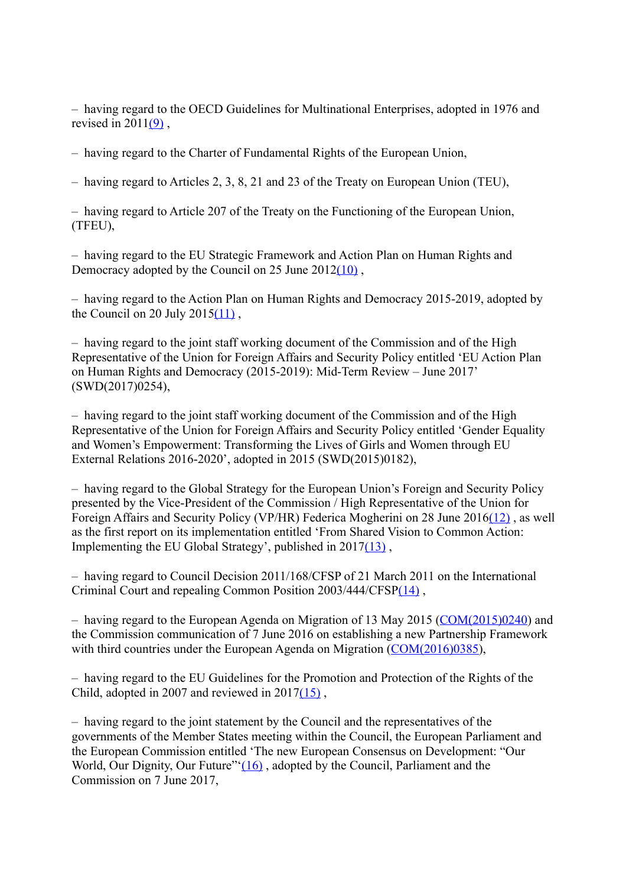– having regard to the OECD Guidelines for Multinational Enterprises, adopted in 1976 and revised in 2011(9) ,

– having regard to the Charter of Fundamental Rights of the European Union,

– having regard to Articles 2, 3, 8, 21 and 23 of the Treaty on European Union (TEU),

– having regard to Article 207 of the Treaty on the Functioning of the European Union, (TFEU),

– having regard to the EU Strategic Framework and Action Plan on Human Rights and Democracy adopted by the Council on 25 June 2012(10) ,

– having regard to the Action Plan on Human Rights and Democracy 2015-2019, adopted by the Council on 20 July 2015(11) ,

– having regard to the joint staff working document of the Commission and of the High Representative of the Union for Foreign Affairs and Security Policy entitled 'EU Action Plan on Human Rights and Democracy (2015-2019): Mid-Term Review – June 2017' (SWD(2017)0254),

– having regard to the joint staff working document of the Commission and of the High Representative of the Union for Foreign Affairs and Security Policy entitled 'Gender Equality and Women's Empowerment: Transforming the Lives of Girls and Women through EU External Relations 2016-2020', adopted in 2015 (SWD(2015)0182),

– having regard to the Global Strategy for the European Union's Foreign and Security Policy presented by the Vice-President of the Commission / High Representative of the Union for Foreign Affairs and Security Policy (VP/HR) Federica Mogherini on 28 June 2016(12) , as well as the first report on its implementation entitled 'From Shared Vision to Common Action: Implementing the EU Global Strategy', published in 2017(13) ,

– having regard to Council Decision 2011/168/CFSP of 21 March 2011 on the International Criminal Court and repealing Common Position 2003/444/CFSP(14) ,

– having regard to the European Agenda on Migration of 13 May 2015 (COM(2015)0240) and the Commission communication of 7 June 2016 on establishing a new Partnership Framework with third countries under the European Agenda on Migration (COM(2016)0385),

– having regard to the EU Guidelines for the Promotion and Protection of the Rights of the Child, adopted in 2007 and reviewed in 2017(15) ,

– having regard to the joint statement by the Council and the representatives of the governments of the Member States meeting within the Council, the European Parliament and the European Commission entitled 'The new European Consensus on Development: "Our World, Our Dignity, Our Future"'(16) , adopted by the Council, Parliament and the Commission on 7 June 2017,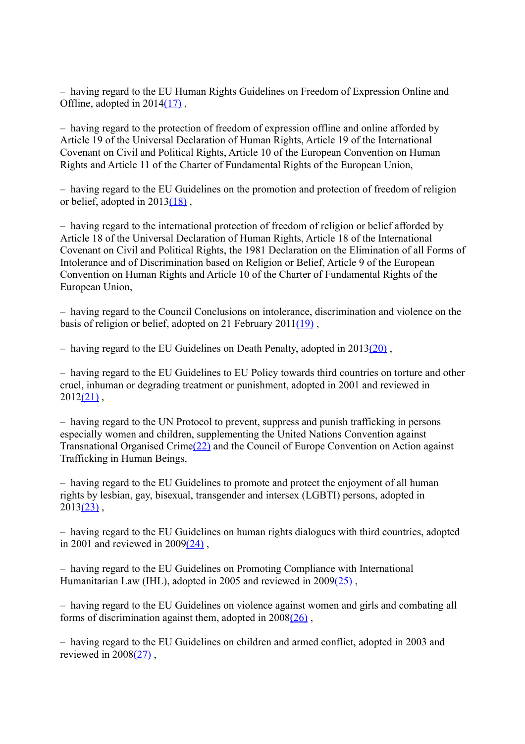– having regard to the EU Human Rights Guidelines on Freedom of Expression Online and Offline, adopted in 2014[(17)] ,

– having regard to the protection of freedom of expression offline and online afforded by Article 19 of the Universal Declaration of Human Rights, Article 19 of the International Covenant on Civil and Political Rights, Article 10 of the European Convention on Human Rights and Article 11 of the Charter of Fundamental Rights of the European Union,

– having regard to the EU Guidelines on the promotion and protection of freedom of religion or belief, adopted in 2013[(18)] ,

– having regard to the international protection of freedom of religion or belief afforded by Article 18 of the Universal Declaration of Human Rights, Article 18 of the International Covenant on Civil and Political Rights, the 1981 Declaration on the Elimination of all Forms of Intolerance and of Discrimination based on Religion or Belief, Article 9 of the European Convention on Human Rights and Article 10 of the Charter of Fundamental Rights of the European Union,

– having regard to the Council Conclusions on intolerance, discrimination and violence on the basis of religion or belief, adopted on 21 February 2011[(19)] ,

– having regard to the EU Guidelines on Death Penalty, adopted in 2013[(20)] ,

– having regard to the EU Guidelines to EU Policy towards third countries on torture and other cruel, inhuman or degrading treatment or punishment, adopted in 2001 and reviewed in 2012[(21)] ,

– having regard to the UN Protocol to prevent, suppress and punish trafficking in persons especially women and children, supplementing the United Nations Convention against Transnational Organised Crime[(22)] and the Council of Europe Convention on Action against Trafficking in Human Beings,

– having regard to the EU Guidelines to promote and protect the enjoyment of all human rights by lesbian, gay, bisexual, transgender and intersex (LGBTI) persons, adopted in 2013[(23)] ,

– having regard to the EU Guidelines on human rights dialogues with third countries, adopted in 2001 and reviewed in 2009[(24)] ,

– having regard to the EU Guidelines on Promoting Compliance with International Humanitarian Law (IHL), adopted in 2005 and reviewed in 2009[(25)] ,

– having regard to the EU Guidelines on violence against women and girls and combating all forms of discrimination against them, adopted in 2008[(26)] ,

– having regard to the EU Guidelines on children and armed conflict, adopted in 2003 and reviewed in 2008[(27)] ,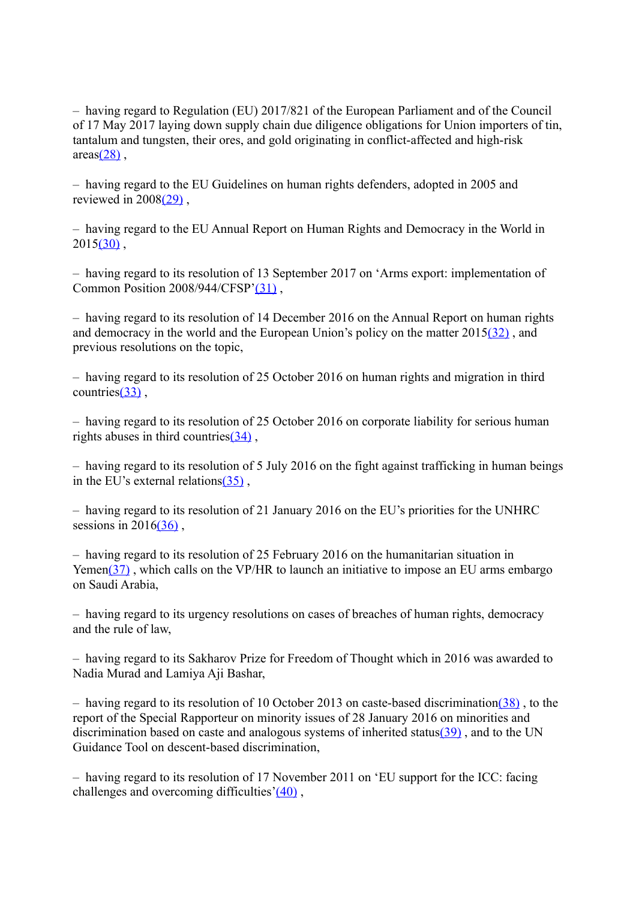– having regard to Regulation (EU) 2017/821 of the European Parliament and of the Council of 17 May 2017 laying down supply chain due diligence obligations for Union importers of tin, tantalum and tungsten, their ores, and gold originating in conflict-affected and high-risk areas[(28)] ,

– having regard to the EU Guidelines on human rights defenders, adopted in 2005 and reviewed in 2008[(29)] ,

– having regard to the EU Annual Report on Human Rights and Democracy in the World in 2015[(30)] ,

– having regard to its resolution of 13 September 2017 on 'Arms export: implementation of Common Position 2008/944/CFSP'[(31)] ,

– having regard to its resolution of 14 December 2016 on the Annual Report on human rights and democracy in the world and the European Union's policy on the matter 2015[(32)] , and previous resolutions on the topic,

– having regard to its resolution of 25 October 2016 on human rights and migration in third countries[(33)] ,

– having regard to its resolution of 25 October 2016 on corporate liability for serious human rights abuses in third countries[(34)] ,

– having regard to its resolution of 5 July 2016 on the fight against trafficking in human beings in the EU's external relations[(35)] ,

– having regard to its resolution of 21 January 2016 on the EU's priorities for the UNHRC sessions in 2016[(36)] ,

– having regard to its resolution of 25 February 2016 on the humanitarian situation in Yemen[(37)] , which calls on the VP/HR to launch an initiative to impose an EU arms embargo on Saudi Arabia,

– having regard to its urgency resolutions on cases of breaches of human rights, democracy and the rule of law,

– having regard to its Sakharov Prize for Freedom of Thought which in 2016 was awarded to Nadia Murad and Lamiya Aji Bashar,

– having regard to its resolution of 10 October 2013 on caste-based discrimination[(38)] , to the report of the Special Rapporteur on minority issues of 28 January 2016 on minorities and discrimination based on caste and analogous systems of inherited status[(39)] , and to the UN Guidance Tool on descent-based discrimination,

– having regard to its resolution of 17 November 2011 on 'EU support for the ICC: facing challenges and overcoming difficulties'[(40)] ,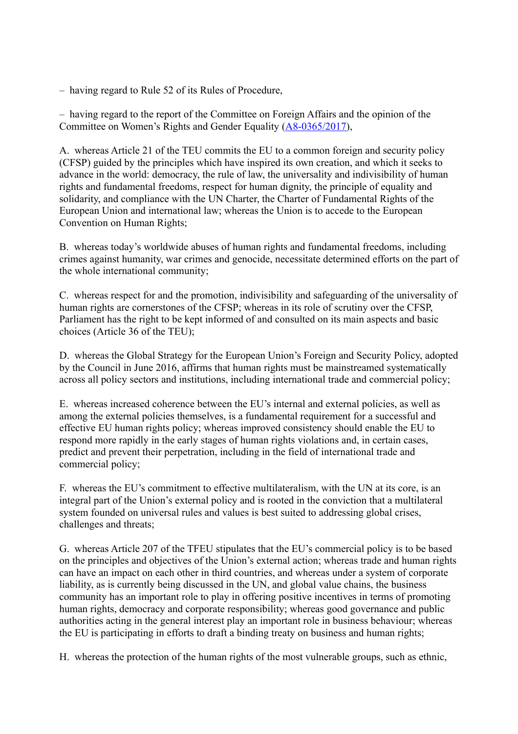– having regard to Rule 52 of its Rules of Procedure,

– having regard to the report of the Committee on Foreign Affairs and the opinion of the Committee on Women's Rights and Gender Equality (A8-0365/2017),

A. whereas Article 21 of the TEU commits the EU to a common foreign and security policy (CFSP) guided by the principles which have inspired its own creation, and which it seeks to advance in the world: democracy, the rule of law, the universality and indivisibility of human rights and fundamental freedoms, respect for human dignity, the principle of equality and solidarity, and compliance with the UN Charter, the Charter of Fundamental Rights of the European Union and international law; whereas the Union is to accede to the European Convention on Human Rights;

B. whereas today's worldwide abuses of human rights and fundamental freedoms, including crimes against humanity, war crimes and genocide, necessitate determined efforts on the part of the whole international community;

C. whereas respect for and the promotion, indivisibility and safeguarding of the universality of human rights are cornerstones of the CFSP; whereas in its role of scrutiny over the CFSP, Parliament has the right to be kept informed of and consulted on its main aspects and basic choices (Article 36 of the TEU);

D. whereas the Global Strategy for the European Union's Foreign and Security Policy, adopted by the Council in June 2016, affirms that human rights must be mainstreamed systematically across all policy sectors and institutions, including international trade and commercial policy;

E. whereas increased coherence between the EU's internal and external policies, as well as among the external policies themselves, is a fundamental requirement for a successful and effective EU human rights policy; whereas improved consistency should enable the EU to respond more rapidly in the early stages of human rights violations and, in certain cases, predict and prevent their perpetration, including in the field of international trade and commercial policy;

F. whereas the EU's commitment to effective multilateralism, with the UN at its core, is an integral part of the Union's external policy and is rooted in the conviction that a multilateral system founded on universal rules and values is best suited to addressing global crises, challenges and threats;

G. whereas Article 207 of the TFEU stipulates that the EU's commercial policy is to be based on the principles and objectives of the Union's external action; whereas trade and human rights can have an impact on each other in third countries, and whereas under a system of corporate liability, as is currently being discussed in the UN, and global value chains, the business community has an important role to play in offering positive incentives in terms of promoting human rights, democracy and corporate responsibility; whereas good governance and public authorities acting in the general interest play an important role in business behaviour; whereas the EU is participating in efforts to draft a binding treaty on business and human rights;

H. whereas the protection of the human rights of the most vulnerable groups, such as ethnic,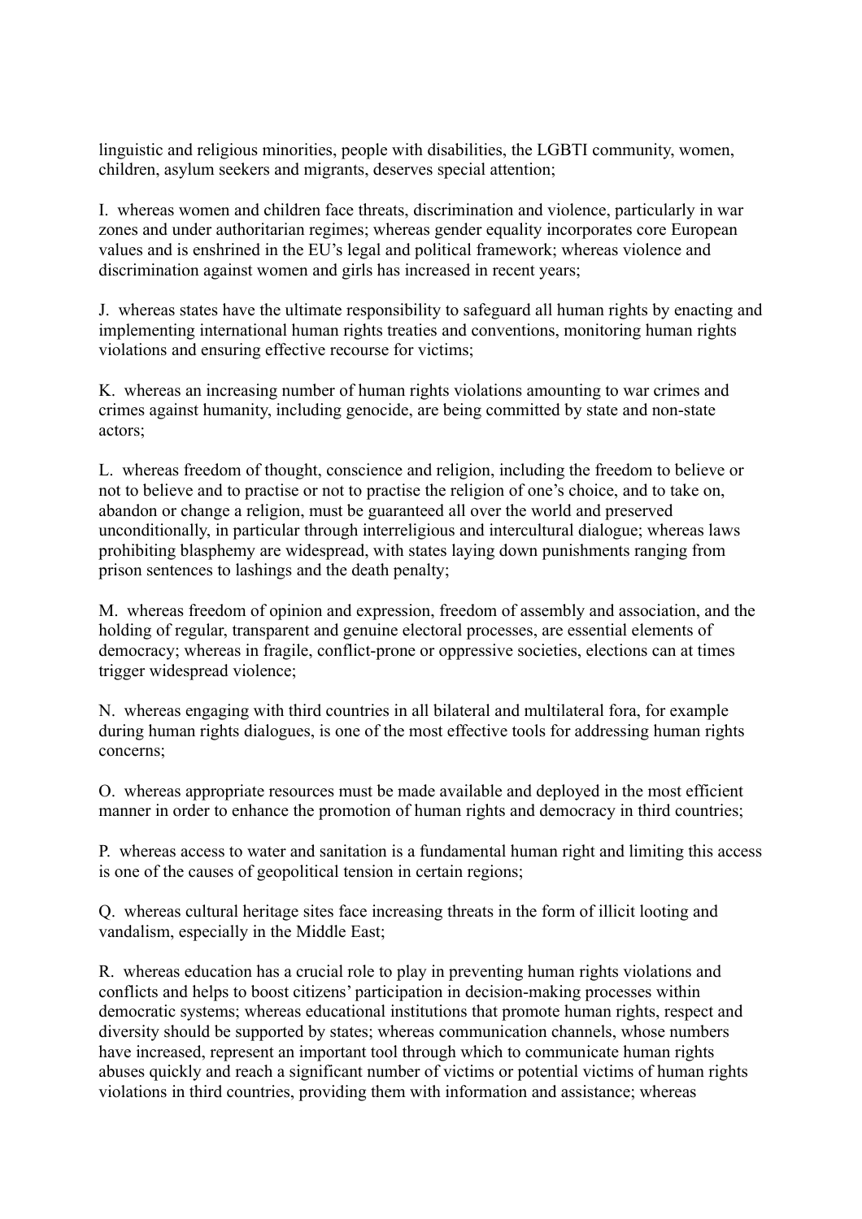linguistic and religious minorities, people with disabilities, the LGBTI community, women, children, asylum seekers and migrants, deserves special attention;

I. whereas women and children face threats, discrimination and violence, particularly in war zones and under authoritarian regimes; whereas gender equality incorporates core European values and is enshrined in the EU's legal and political framework; whereas violence and discrimination against women and girls has increased in recent years;

J. whereas states have the ultimate responsibility to safeguard all human rights by enacting and implementing international human rights treaties and conventions, monitoring human rights violations and ensuring effective recourse for victims;

K. whereas an increasing number of human rights violations amounting to war crimes and crimes against humanity, including genocide, are being committed by state and non-state actors;

L. whereas freedom of thought, conscience and religion, including the freedom to believe or not to believe and to practise or not to practise the religion of one's choice, and to take on, abandon or change a religion, must be guaranteed all over the world and preserved unconditionally, in particular through interreligious and intercultural dialogue; whereas laws prohibiting blasphemy are widespread, with states laying down punishments ranging from prison sentences to lashings and the death penalty;

M. whereas freedom of opinion and expression, freedom of assembly and association, and the holding of regular, transparent and genuine electoral processes, are essential elements of democracy; whereas in fragile, conflict-prone or oppressive societies, elections can at times trigger widespread violence;

N. whereas engaging with third countries in all bilateral and multilateral fora, for example during human rights dialogues, is one of the most effective tools for addressing human rights concerns;

O. whereas appropriate resources must be made available and deployed in the most efficient manner in order to enhance the promotion of human rights and democracy in third countries;

P. whereas access to water and sanitation is a fundamental human right and limiting this access is one of the causes of geopolitical tension in certain regions;

Q. whereas cultural heritage sites face increasing threats in the form of illicit looting and vandalism, especially in the Middle East;

R. whereas education has a crucial role to play in preventing human rights violations and conflicts and helps to boost citizens' participation in decision-making processes within democratic systems; whereas educational institutions that promote human rights, respect and diversity should be supported by states; whereas communication channels, whose numbers have increased, represent an important tool through which to communicate human rights abuses quickly and reach a significant number of victims or potential victims of human rights violations in third countries, providing them with information and assistance; whereas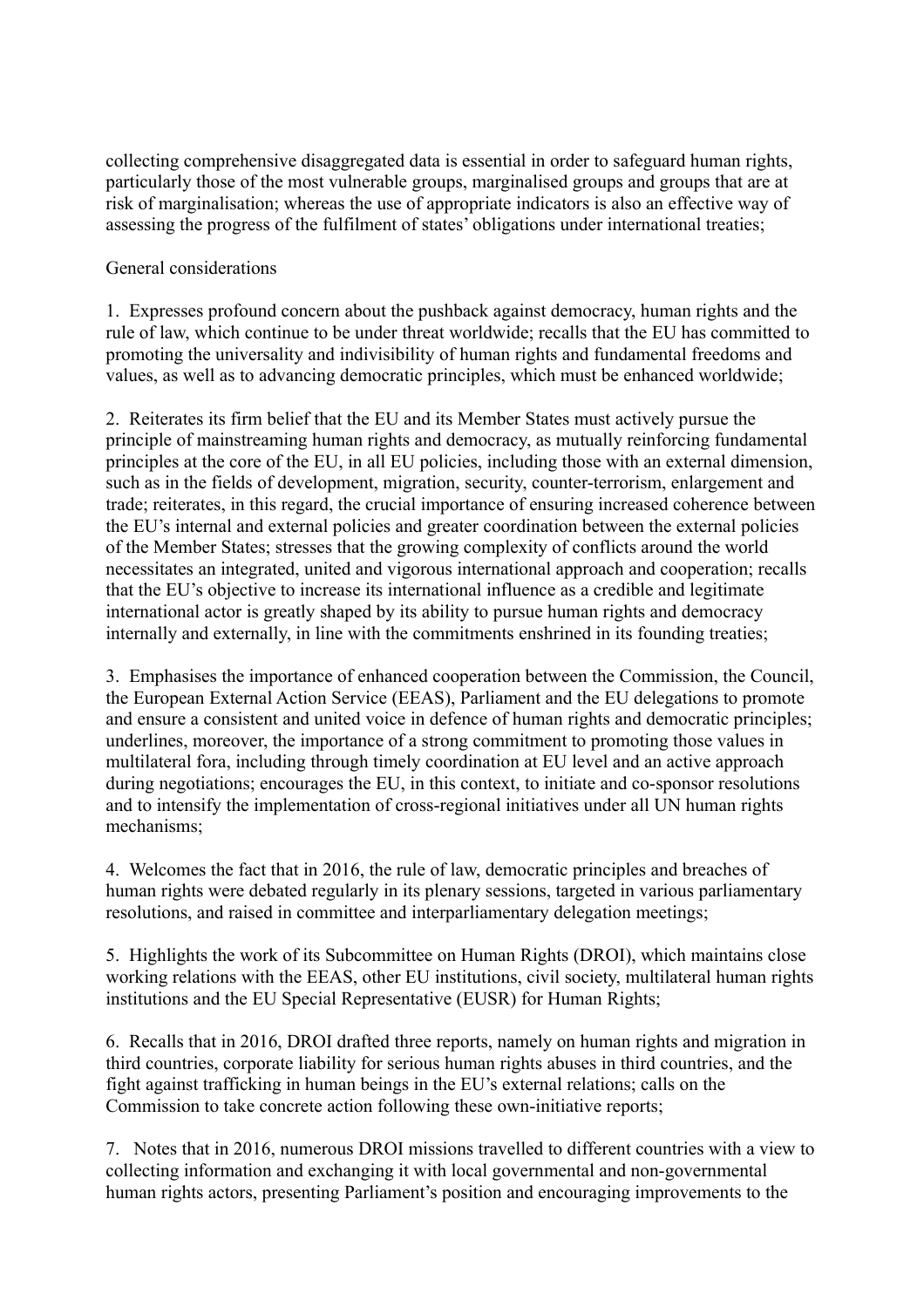collecting comprehensive disaggregated data is essential in order to safeguard human rights, particularly those of the most vulnerable groups, marginalised groups and groups that are at risk of marginalisation; whereas the use of appropriate indicators is also an effective way of assessing the progress of the fulfilment of states' obligations under international treaties;

## General considerations

1. Expresses profound concern about the pushback against democracy, human rights and the rule of law, which continue to be under threat worldwide; recalls that the EU has committed to promoting the universality and indivisibility of human rights and fundamental freedoms and values, as well as to advancing democratic principles, which must be enhanced worldwide;

2. Reiterates its firm belief that the EU and its Member States must actively pursue the principle of mainstreaming human rights and democracy, as mutually reinforcing fundamental principles at the core of the EU, in all EU policies, including those with an external dimension, such as in the fields of development, migration, security, counter-terrorism, enlargement and trade; reiterates, in this regard, the crucial importance of ensuring increased coherence between the EU's internal and external policies and greater coordination between the external policies of the Member States; stresses that the growing complexity of conflicts around the world necessitates an integrated, united and vigorous international approach and cooperation; recalls that the EU's objective to increase its international influence as a credible and legitimate international actor is greatly shaped by its ability to pursue human rights and democracy internally and externally, in line with the commitments enshrined in its founding treaties;

3. Emphasises the importance of enhanced cooperation between the Commission, the Council, the European External Action Service (EEAS), Parliament and the EU delegations to promote and ensure a consistent and united voice in defence of human rights and democratic principles; underlines, moreover, the importance of a strong commitment to promoting those values in multilateral fora, including through timely coordination at EU level and an active approach during negotiations; encourages the EU, in this context, to initiate and co-sponsor resolutions and to intensify the implementation of cross-regional initiatives under all UN human rights mechanisms;

4. Welcomes the fact that in 2016, the rule of law, democratic principles and breaches of human rights were debated regularly in its plenary sessions, targeted in various parliamentary resolutions, and raised in committee and interparliamentary delegation meetings;

5. Highlights the work of its Subcommittee on Human Rights (DROI), which maintains close working relations with the EEAS, other EU institutions, civil society, multilateral human rights institutions and the EU Special Representative (EUSR) for Human Rights;

6. Recalls that in 2016, DROI drafted three reports, namely on human rights and migration in third countries, corporate liability for serious human rights abuses in third countries, and the fight against trafficking in human beings in the EU's external relations; calls on the Commission to take concrete action following these own-initiative reports;

7. Notes that in 2016, numerous DROI missions travelled to different countries with a view to collecting information and exchanging it with local governmental and non-governmental human rights actors, presenting Parliament's position and encouraging improvements to the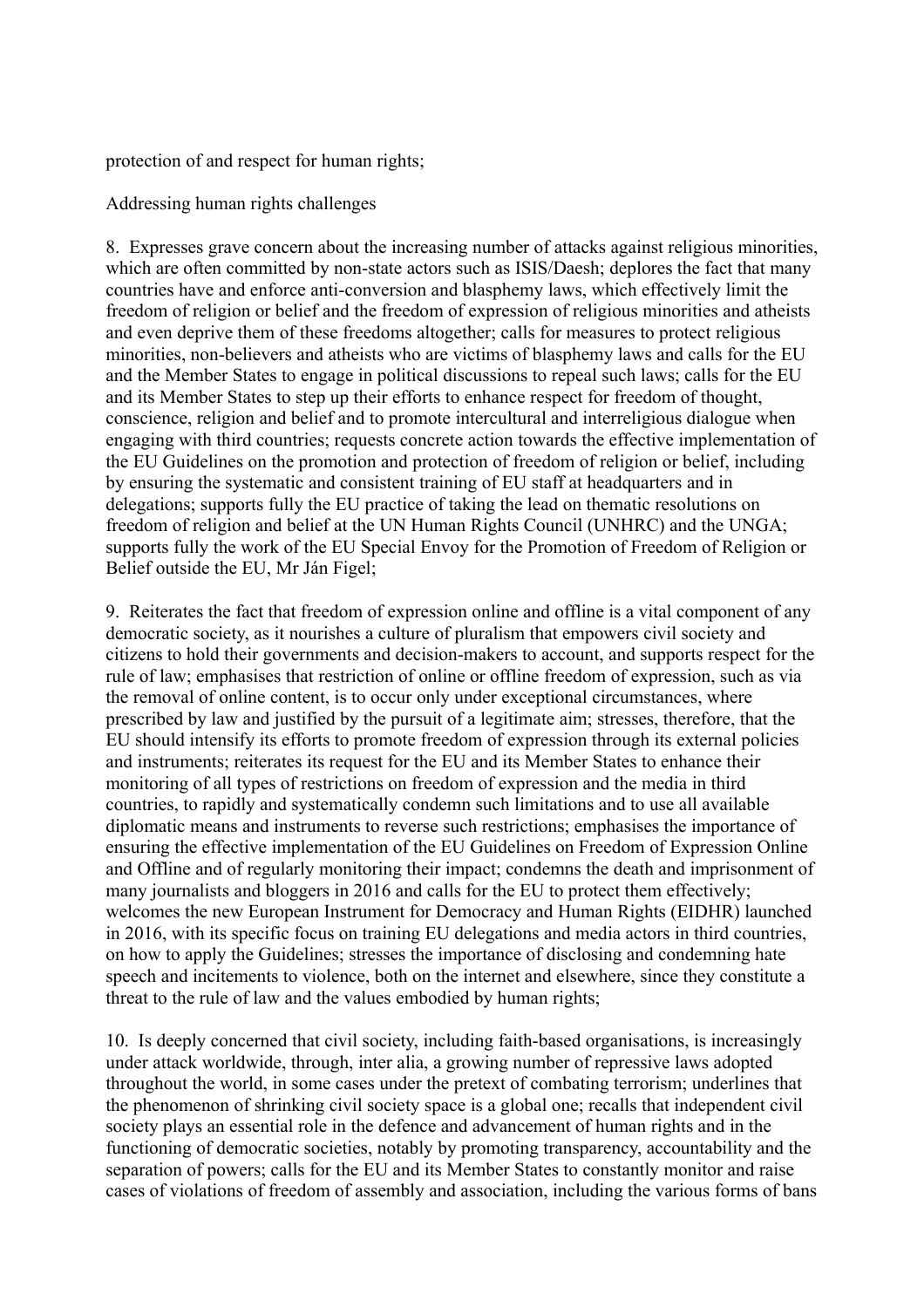protection of and respect for human rights;

Addressing human rights challenges

8. Expresses grave concern about the increasing number of attacks against religious minorities, which are often committed by non-state actors such as ISIS/Daesh; deplores the fact that many countries have and enforce anti-conversion and blasphemy laws, which effectively limit the freedom of religion or belief and the freedom of expression of religious minorities and atheists and even deprive them of these freedoms altogether; calls for measures to protect religious minorities, non-believers and atheists who are victims of blasphemy laws and calls for the EU and the Member States to engage in political discussions to repeal such laws; calls for the EU and its Member States to step up their efforts to enhance respect for freedom of thought, conscience, religion and belief and to promote intercultural and interreligious dialogue when engaging with third countries; requests concrete action towards the effective implementation of the EU Guidelines on the promotion and protection of freedom of religion or belief, including by ensuring the systematic and consistent training of EU staff at headquarters and in delegations; supports fully the EU practice of taking the lead on thematic resolutions on freedom of religion and belief at the UN Human Rights Council (UNHRC) and the UNGA; supports fully the work of the EU Special Envoy for the Promotion of Freedom of Religion or Belief outside the EU, Mr Ján Figel;

9. Reiterates the fact that freedom of expression online and offline is a vital component of any democratic society, as it nourishes a culture of pluralism that empowers civil society and citizens to hold their governments and decision-makers to account, and supports respect for the rule of law; emphasises that restriction of online or offline freedom of expression, such as via the removal of online content, is to occur only under exceptional circumstances, where prescribed by law and justified by the pursuit of a legitimate aim; stresses, therefore, that the EU should intensify its efforts to promote freedom of expression through its external policies and instruments; reiterates its request for the EU and its Member States to enhance their monitoring of all types of restrictions on freedom of expression and the media in third countries, to rapidly and systematically condemn such limitations and to use all available diplomatic means and instruments to reverse such restrictions; emphasises the importance of ensuring the effective implementation of the EU Guidelines on Freedom of Expression Online and Offline and of regularly monitoring their impact; condemns the death and imprisonment of many journalists and bloggers in 2016 and calls for the EU to protect them effectively; welcomes the new European Instrument for Democracy and Human Rights (EIDHR) launched in 2016, with its specific focus on training EU delegations and media actors in third countries, on how to apply the Guidelines; stresses the importance of disclosing and condemning hate speech and incitements to violence, both on the internet and elsewhere, since they constitute a threat to the rule of law and the values embodied by human rights;

10. Is deeply concerned that civil society, including faith-based organisations, is increasingly under attack worldwide, through, inter alia, a growing number of repressive laws adopted throughout the world, in some cases under the pretext of combating terrorism; underlines that the phenomenon of shrinking civil society space is a global one; recalls that independent civil society plays an essential role in the defence and advancement of human rights and in the functioning of democratic societies, notably by promoting transparency, accountability and the separation of powers; calls for the EU and its Member States to constantly monitor and raise cases of violations of freedom of assembly and association, including the various forms of bans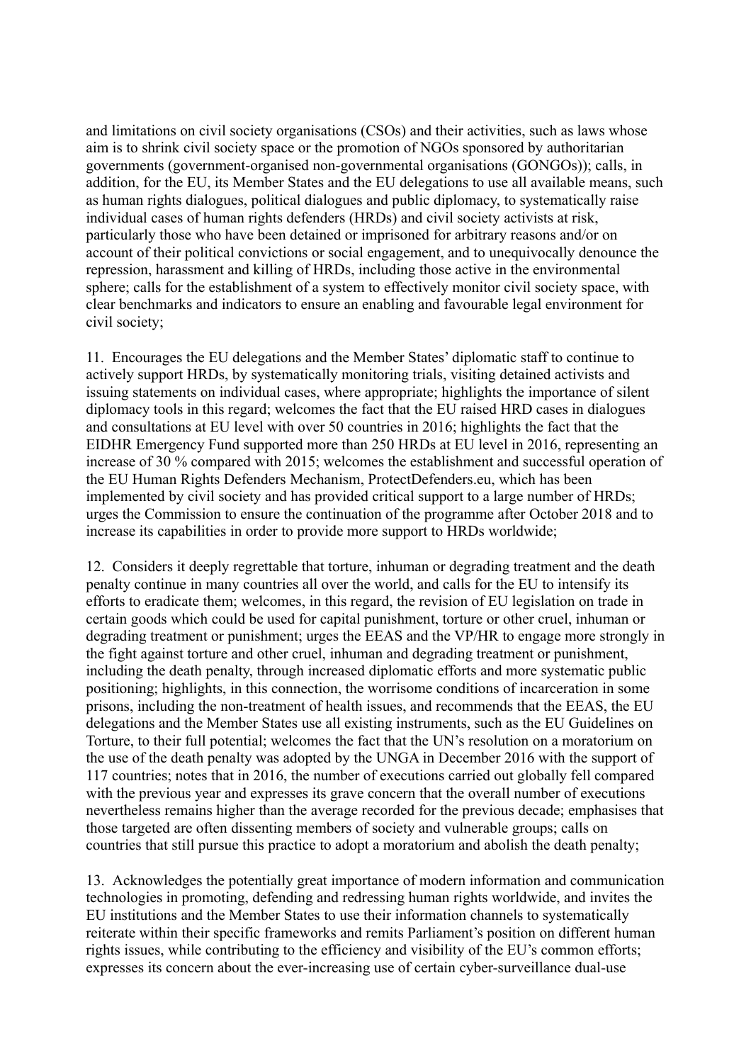and limitations on civil society organisations (CSOs) and their activities, such as laws whose aim is to shrink civil society space or the promotion of NGOs sponsored by authoritarian governments (government-organised non-governmental organisations (GONGOs)); calls, in addition, for the EU, its Member States and the EU delegations to use all available means, such as human rights dialogues, political dialogues and public diplomacy, to systematically raise individual cases of human rights defenders (HRDs) and civil society activists at risk, particularly those who have been detained or imprisoned for arbitrary reasons and/or on account of their political convictions or social engagement, and to unequivocally denounce the repression, harassment and killing of HRDs, including those active in the environmental sphere; calls for the establishment of a system to effectively monitor civil society space, with clear benchmarks and indicators to ensure an enabling and favourable legal environment for civil society;

11. Encourages the EU delegations and the Member States' diplomatic staff to continue to actively support HRDs, by systematically monitoring trials, visiting detained activists and issuing statements on individual cases, where appropriate; highlights the importance of silent diplomacy tools in this regard; welcomes the fact that the EU raised HRD cases in dialogues and consultations at EU level with over 50 countries in 2016; highlights the fact that the EIDHR Emergency Fund supported more than 250 HRDs at EU level in 2016, representing an increase of 30 % compared with 2015; welcomes the establishment and successful operation of the EU Human Rights Defenders Mechanism, ProtectDefenders.eu, which has been implemented by civil society and has provided critical support to a large number of HRDs; urges the Commission to ensure the continuation of the programme after October 2018 and to increase its capabilities in order to provide more support to HRDs worldwide;

12. Considers it deeply regrettable that torture, inhuman or degrading treatment and the death penalty continue in many countries all over the world, and calls for the EU to intensify its efforts to eradicate them; welcomes, in this regard, the revision of EU legislation on trade in certain goods which could be used for capital punishment, torture or other cruel, inhuman or degrading treatment or punishment; urges the EEAS and the VP/HR to engage more strongly in the fight against torture and other cruel, inhuman and degrading treatment or punishment, including the death penalty, through increased diplomatic efforts and more systematic public positioning; highlights, in this connection, the worrisome conditions of incarceration in some prisons, including the non-treatment of health issues, and recommends that the EEAS, the EU delegations and the Member States use all existing instruments, such as the EU Guidelines on Torture, to their full potential; welcomes the fact that the UN's resolution on a moratorium on the use of the death penalty was adopted by the UNGA in December 2016 with the support of 117 countries; notes that in 2016, the number of executions carried out globally fell compared with the previous year and expresses its grave concern that the overall number of executions nevertheless remains higher than the average recorded for the previous decade; emphasises that those targeted are often dissenting members of society and vulnerable groups; calls on countries that still pursue this practice to adopt a moratorium and abolish the death penalty;

13. Acknowledges the potentially great importance of modern information and communication technologies in promoting, defending and redressing human rights worldwide, and invites the EU institutions and the Member States to use their information channels to systematically reiterate within their specific frameworks and remits Parliament's position on different human rights issues, while contributing to the efficiency and visibility of the EU's common efforts; expresses its concern about the ever-increasing use of certain cyber-surveillance dual-use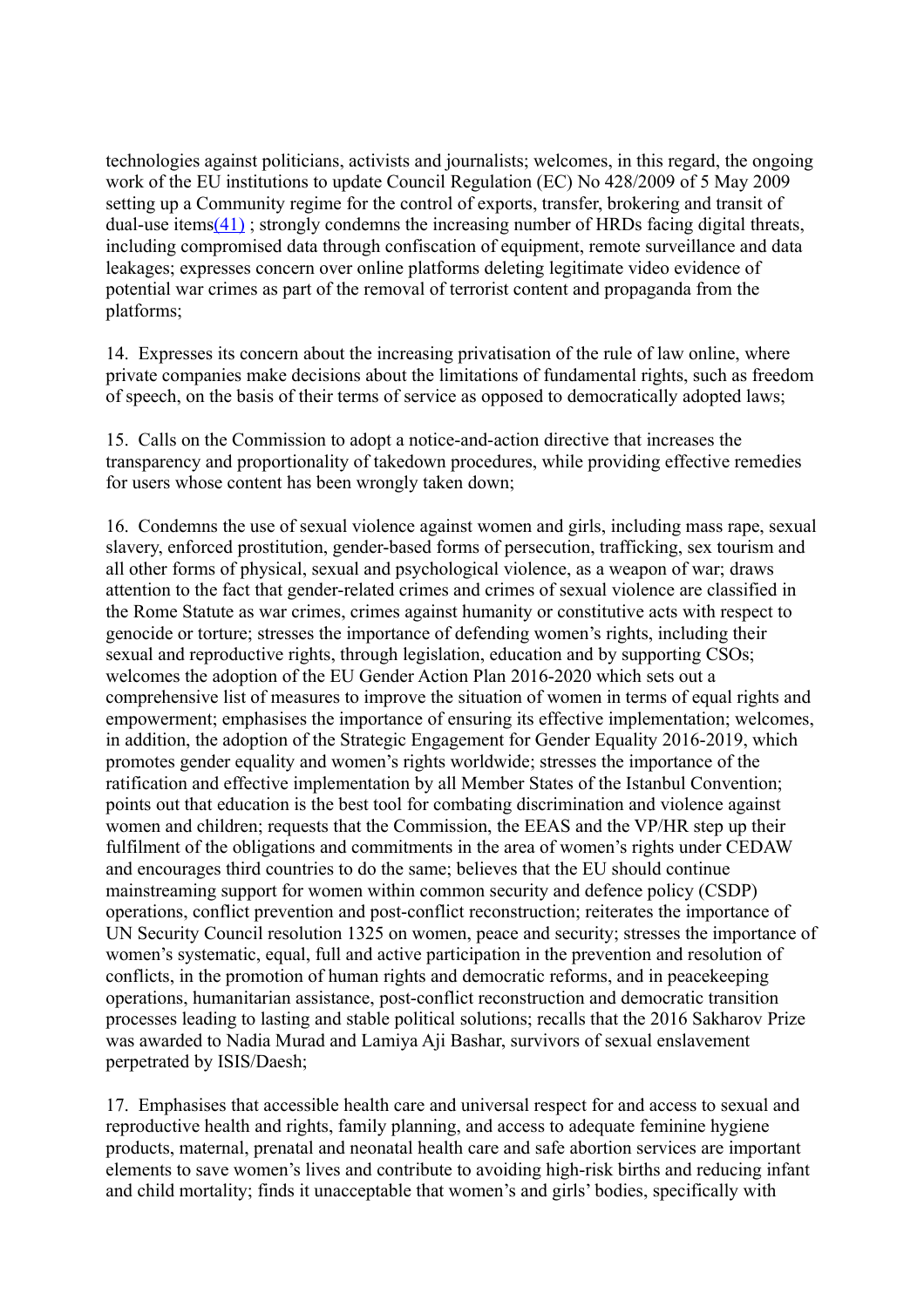technologies against politicians, activists and journalists; welcomes, in this regard, the ongoing work of the EU institutions to update Council Regulation (EC) No 428/2009 of 5 May 2009 setting up a Community regime for the control of exports, transfer, brokering and transit of dual-use items(41) ; strongly condemns the increasing number of HRDs facing digital threats, including compromised data through confiscation of equipment, remote surveillance and data leakages; expresses concern over online platforms deleting legitimate video evidence of potential war crimes as part of the removal of terrorist content and propaganda from the platforms;

14. Expresses its concern about the increasing privatisation of the rule of law online, where private companies make decisions about the limitations of fundamental rights, such as freedom of speech, on the basis of their terms of service as opposed to democratically adopted laws;

15. Calls on the Commission to adopt a notice-and-action directive that increases the transparency and proportionality of takedown procedures, while providing effective remedies for users whose content has been wrongly taken down;

16. Condemns the use of sexual violence against women and girls, including mass rape, sexual slavery, enforced prostitution, gender-based forms of persecution, trafficking, sex tourism and all other forms of physical, sexual and psychological violence, as a weapon of war; draws attention to the fact that gender-related crimes and crimes of sexual violence are classified in the Rome Statute as war crimes, crimes against humanity or constitutive acts with respect to genocide or torture; stresses the importance of defending women's rights, including their sexual and reproductive rights, through legislation, education and by supporting CSOs; welcomes the adoption of the EU Gender Action Plan 2016-2020 which sets out a comprehensive list of measures to improve the situation of women in terms of equal rights and empowerment; emphasises the importance of ensuring its effective implementation; welcomes, in addition, the adoption of the Strategic Engagement for Gender Equality 2016-2019, which promotes gender equality and women's rights worldwide; stresses the importance of the ratification and effective implementation by all Member States of the Istanbul Convention; points out that education is the best tool for combating discrimination and violence against women and children; requests that the Commission, the EEAS and the VP/HR step up their fulfilment of the obligations and commitments in the area of women's rights under CEDAW and encourages third countries to do the same; believes that the EU should continue mainstreaming support for women within common security and defence policy (CSDP) operations, conflict prevention and post-conflict reconstruction; reiterates the importance of UN Security Council resolution 1325 on women, peace and security; stresses the importance of women's systematic, equal, full and active participation in the prevention and resolution of conflicts, in the promotion of human rights and democratic reforms, and in peacekeeping operations, humanitarian assistance, post-conflict reconstruction and democratic transition processes leading to lasting and stable political solutions; recalls that the 2016 Sakharov Prize was awarded to Nadia Murad and Lamiya Aji Bashar, survivors of sexual enslavement perpetrated by ISIS/Daesh;

17. Emphasises that accessible health care and universal respect for and access to sexual and reproductive health and rights, family planning, and access to adequate feminine hygiene products, maternal, prenatal and neonatal health care and safe abortion services are important elements to save women's lives and contribute to avoiding high-risk births and reducing infant and child mortality; finds it unacceptable that women's and girls' bodies, specifically with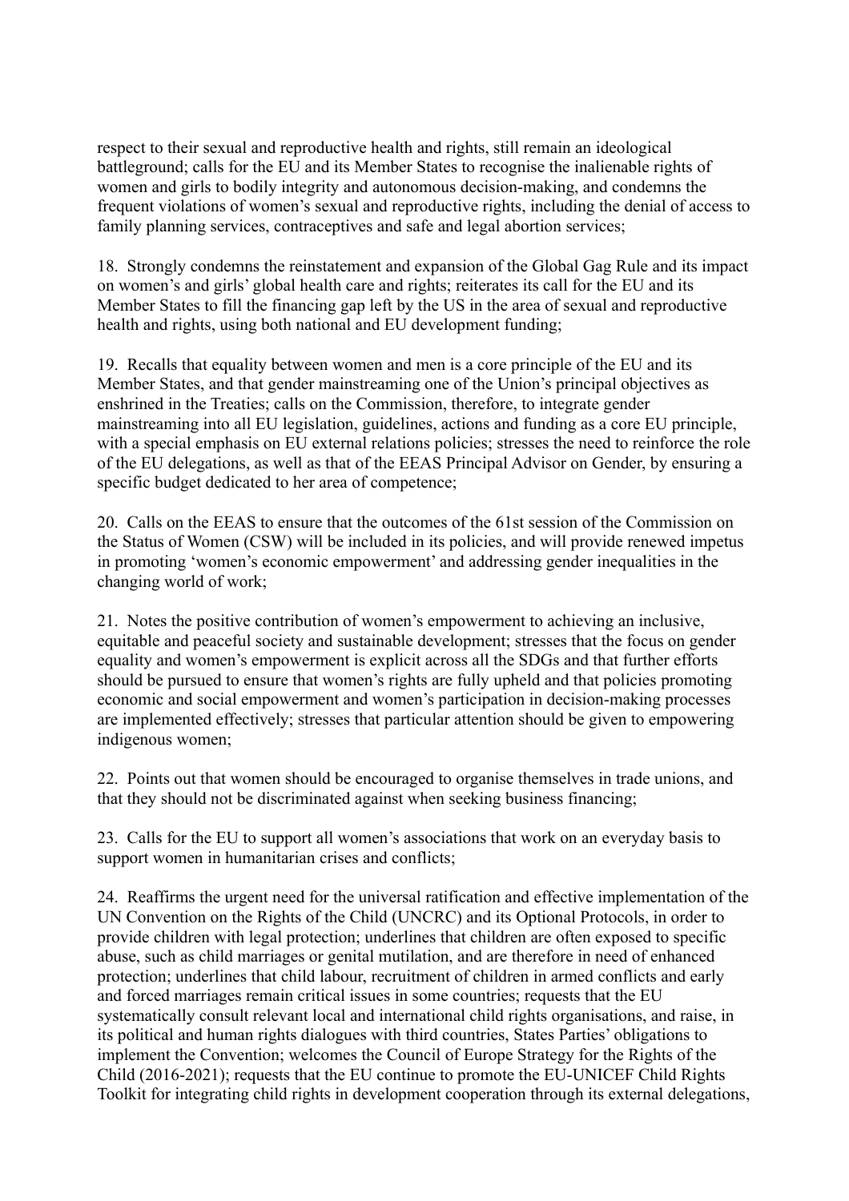respect to their sexual and reproductive health and rights, still remain an ideological battleground; calls for the EU and its Member States to recognise the inalienable rights of women and girls to bodily integrity and autonomous decision-making, and condemns the frequent violations of women's sexual and reproductive rights, including the denial of access to family planning services, contraceptives and safe and legal abortion services;

18. Strongly condemns the reinstatement and expansion of the Global Gag Rule and its impact on women's and girls' global health care and rights; reiterates its call for the EU and its Member States to fill the financing gap left by the US in the area of sexual and reproductive health and rights, using both national and EU development funding;

19. Recalls that equality between women and men is a core principle of the EU and its Member States, and that gender mainstreaming one of the Union's principal objectives as enshrined in the Treaties; calls on the Commission, therefore, to integrate gender mainstreaming into all EU legislation, guidelines, actions and funding as a core EU principle, with a special emphasis on EU external relations policies; stresses the need to reinforce the role of the EU delegations, as well as that of the EEAS Principal Advisor on Gender, by ensuring a specific budget dedicated to her area of competence;

20. Calls on the EEAS to ensure that the outcomes of the 61st session of the Commission on the Status of Women (CSW) will be included in its policies, and will provide renewed impetus in promoting 'women's economic empowerment' and addressing gender inequalities in the changing world of work;

21. Notes the positive contribution of women's empowerment to achieving an inclusive, equitable and peaceful society and sustainable development; stresses that the focus on gender equality and women's empowerment is explicit across all the SDGs and that further efforts should be pursued to ensure that women's rights are fully upheld and that policies promoting economic and social empowerment and women's participation in decision-making processes are implemented effectively; stresses that particular attention should be given to empowering indigenous women;

22. Points out that women should be encouraged to organise themselves in trade unions, and that they should not be discriminated against when seeking business financing;

23. Calls for the EU to support all women's associations that work on an everyday basis to support women in humanitarian crises and conflicts;

24. Reaffirms the urgent need for the universal ratification and effective implementation of the UN Convention on the Rights of the Child (UNCRC) and its Optional Protocols, in order to provide children with legal protection; underlines that children are often exposed to specific abuse, such as child marriages or genital mutilation, and are therefore in need of enhanced protection; underlines that child labour, recruitment of children in armed conflicts and early and forced marriages remain critical issues in some countries; requests that the EU systematically consult relevant local and international child rights organisations, and raise, in its political and human rights dialogues with third countries, States Parties' obligations to implement the Convention; welcomes the Council of Europe Strategy for the Rights of the Child (2016-2021); requests that the EU continue to promote the EU-UNICEF Child Rights Toolkit for integrating child rights in development cooperation through its external delegations,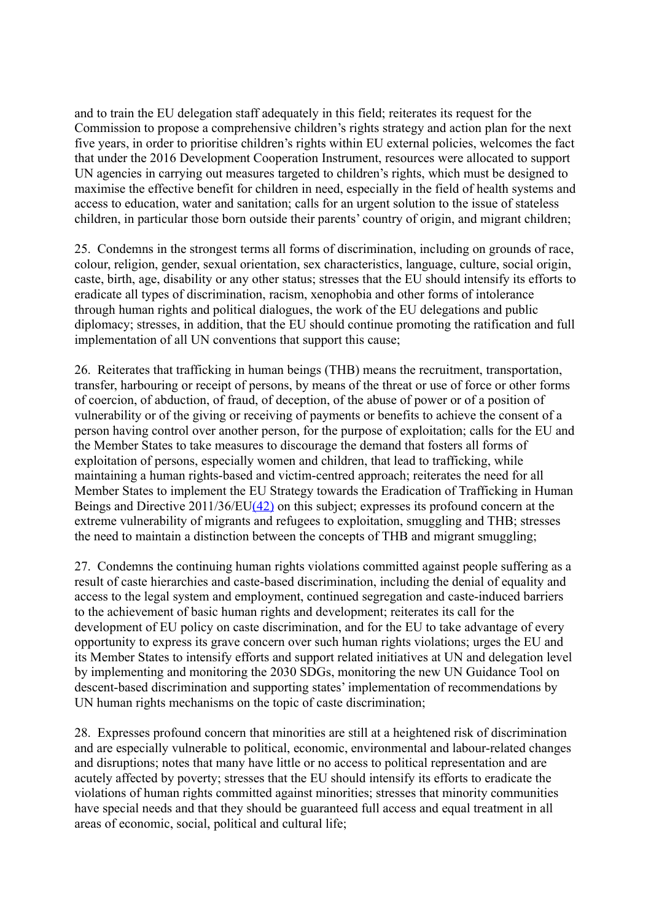and to train the EU delegation staff adequately in this field; reiterates its request for the Commission to propose a comprehensive children's rights strategy and action plan for the next five years, in order to prioritise children's rights within EU external policies, welcomes the fact that under the 2016 Development Cooperation Instrument, resources were allocated to support UN agencies in carrying out measures targeted to children's rights, which must be designed to maximise the effective benefit for children in need, especially in the field of health systems and access to education, water and sanitation; calls for an urgent solution to the issue of stateless children, in particular those born outside their parents' country of origin, and migrant children;

25. Condemns in the strongest terms all forms of discrimination, including on grounds of race, colour, religion, gender, sexual orientation, sex characteristics, language, culture, social origin, caste, birth, age, disability or any other status; stresses that the EU should intensify its efforts to eradicate all types of discrimination, racism, xenophobia and other forms of intolerance through human rights and political dialogues, the work of the EU delegations and public diplomacy; stresses, in addition, that the EU should continue promoting the ratification and full implementation of all UN conventions that support this cause;

26. Reiterates that trafficking in human beings (THB) means the recruitment, transportation, transfer, harbouring or receipt of persons, by means of the threat or use of force or other forms of coercion, of abduction, of fraud, of deception, of the abuse of power or of a position of vulnerability or of the giving or receiving of payments or benefits to achieve the consent of a person having control over another person, for the purpose of exploitation; calls for the EU and the Member States to take measures to discourage the demand that fosters all forms of exploitation of persons, especially women and children, that lead to trafficking, while maintaining a human rights-based and victim-centred approach; reiterates the need for all Member States to implement the EU Strategy towards the Eradication of Trafficking in Human Beings and Directive 2011/36/EU[(42)] on this subject; expresses its profound concern at the extreme vulnerability of migrants and refugees to exploitation, smuggling and THB; stresses the need to maintain a distinction between the concepts of THB and migrant smuggling;

27. Condemns the continuing human rights violations committed against people suffering as a result of caste hierarchies and caste-based discrimination, including the denial of equality and access to the legal system and employment, continued segregation and caste-induced barriers to the achievement of basic human rights and development; reiterates its call for the development of EU policy on caste discrimination, and for the EU to take advantage of every opportunity to express its grave concern over such human rights violations; urges the EU and its Member States to intensify efforts and support related initiatives at UN and delegation level by implementing and monitoring the 2030 SDGs, monitoring the new UN Guidance Tool on descent-based discrimination and supporting states' implementation of recommendations by UN human rights mechanisms on the topic of caste discrimination;

28. Expresses profound concern that minorities are still at a heightened risk of discrimination and are especially vulnerable to political, economic, environmental and labour-related changes and disruptions; notes that many have little or no access to political representation and are acutely affected by poverty; stresses that the EU should intensify its efforts to eradicate the violations of human rights committed against minorities; stresses that minority communities have special needs and that they should be guaranteed full access and equal treatment in all areas of economic, social, political and cultural life;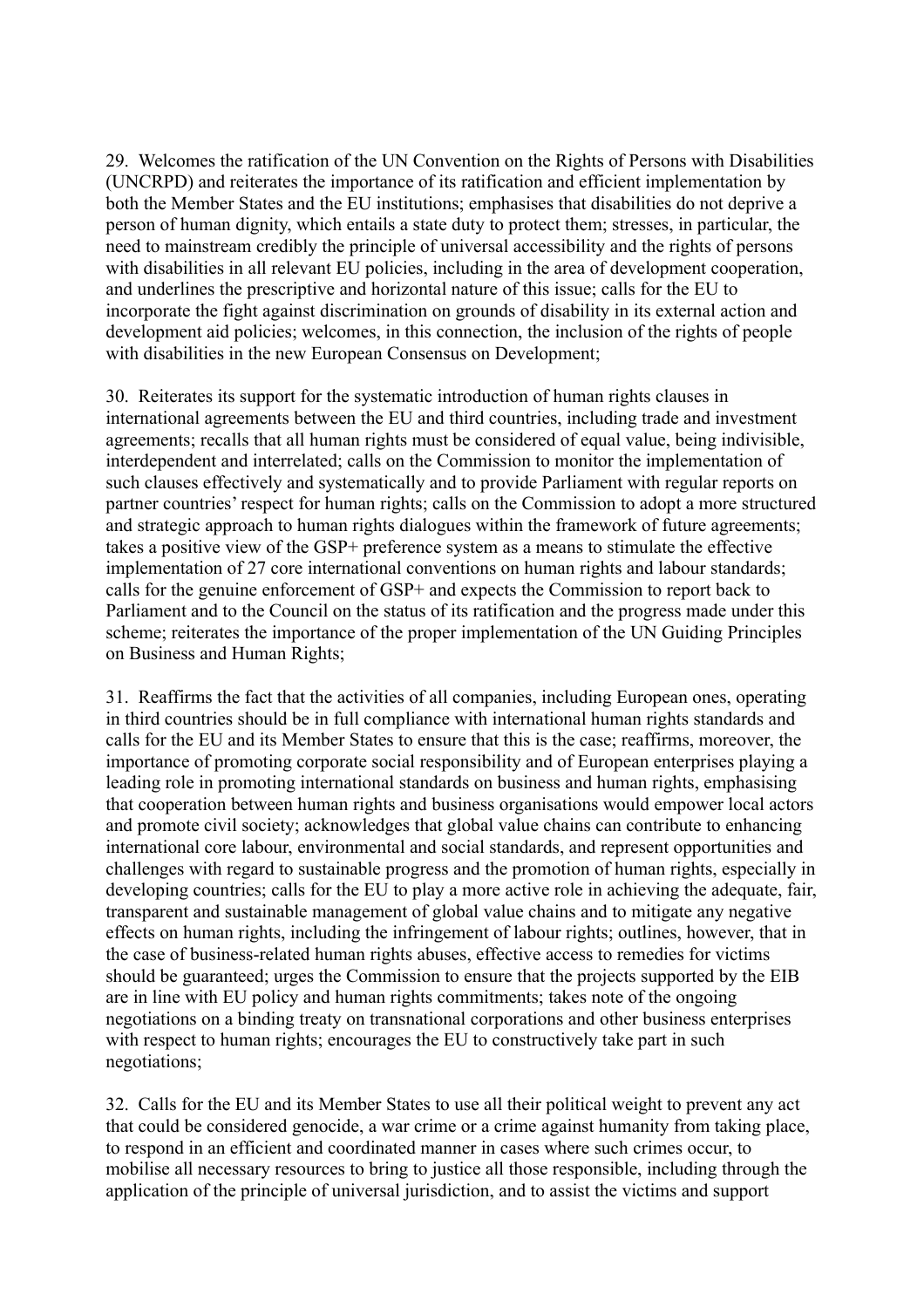29. Welcomes the ratification of the UN Convention on the Rights of Persons with Disabilities (UNCRPD) and reiterates the importance of its ratification and efficient implementation by both the Member States and the EU institutions; emphasises that disabilities do not deprive a person of human dignity, which entails a state duty to protect them; stresses, in particular, the need to mainstream credibly the principle of universal accessibility and the rights of persons with disabilities in all relevant EU policies, including in the area of development cooperation, and underlines the prescriptive and horizontal nature of this issue; calls for the EU to incorporate the fight against discrimination on grounds of disability in its external action and development aid policies; welcomes, in this connection, the inclusion of the rights of people with disabilities in the new European Consensus on Development;

30. Reiterates its support for the systematic introduction of human rights clauses in international agreements between the EU and third countries, including trade and investment agreements; recalls that all human rights must be considered of equal value, being indivisible, interdependent and interrelated; calls on the Commission to monitor the implementation of such clauses effectively and systematically and to provide Parliament with regular reports on partner countries' respect for human rights; calls on the Commission to adopt a more structured and strategic approach to human rights dialogues within the framework of future agreements; takes a positive view of the GSP+ preference system as a means to stimulate the effective implementation of 27 core international conventions on human rights and labour standards; calls for the genuine enforcement of GSP+ and expects the Commission to report back to Parliament and to the Council on the status of its ratification and the progress made under this scheme; reiterates the importance of the proper implementation of the UN Guiding Principles on Business and Human Rights;

31. Reaffirms the fact that the activities of all companies, including European ones, operating in third countries should be in full compliance with international human rights standards and calls for the EU and its Member States to ensure that this is the case; reaffirms, moreover, the importance of promoting corporate social responsibility and of European enterprises playing a leading role in promoting international standards on business and human rights, emphasising that cooperation between human rights and business organisations would empower local actors and promote civil society; acknowledges that global value chains can contribute to enhancing international core labour, environmental and social standards, and represent opportunities and challenges with regard to sustainable progress and the promotion of human rights, especially in developing countries; calls for the EU to play a more active role in achieving the adequate, fair, transparent and sustainable management of global value chains and to mitigate any negative effects on human rights, including the infringement of labour rights; outlines, however, that in the case of business-related human rights abuses, effective access to remedies for victims should be guaranteed; urges the Commission to ensure that the projects supported by the EIB are in line with EU policy and human rights commitments; takes note of the ongoing negotiations on a binding treaty on transnational corporations and other business enterprises with respect to human rights; encourages the EU to constructively take part in such negotiations;

32. Calls for the EU and its Member States to use all their political weight to prevent any act that could be considered genocide, a war crime or a crime against humanity from taking place, to respond in an efficient and coordinated manner in cases where such crimes occur, to mobilise all necessary resources to bring to justice all those responsible, including through the application of the principle of universal jurisdiction, and to assist the victims and support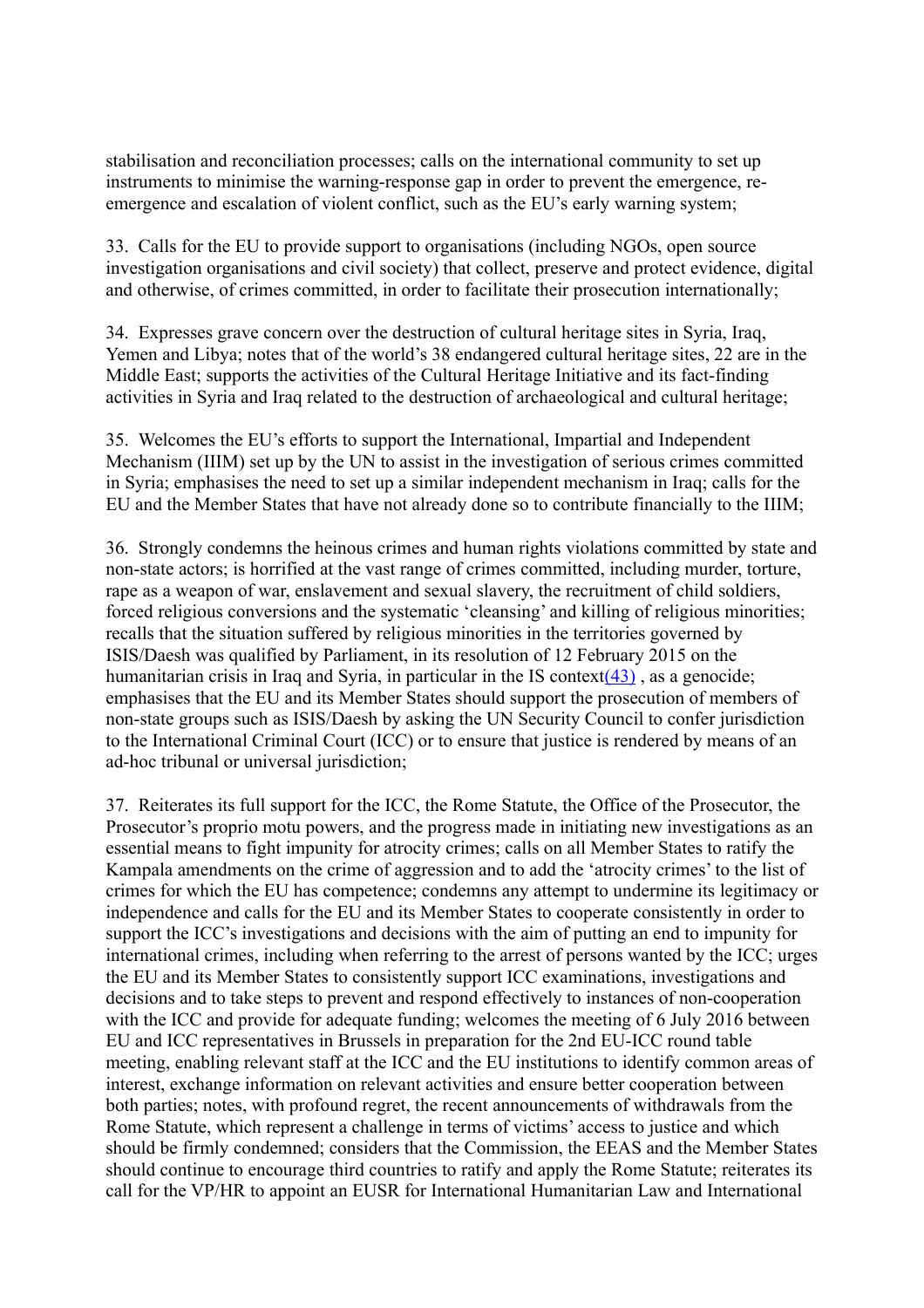stabilisation and reconciliation processes; calls on the international community to set up instruments to minimise the warning-response gap in order to prevent the emergence, re-emergence and escalation of violent conflict, such as the EU's early warning system;

33. Calls for the EU to provide support to organisations (including NGOs, open source investigation organisations and civil society) that collect, preserve and protect evidence, digital and otherwise, of crimes committed, in order to facilitate their prosecution internationally;

34. Expresses grave concern over the destruction of cultural heritage sites in Syria, Iraq, Yemen and Libya; notes that of the world's 38 endangered cultural heritage sites, 22 are in the Middle East; supports the activities of the Cultural Heritage Initiative and its fact-finding activities in Syria and Iraq related to the destruction of archaeological and cultural heritage;

35. Welcomes the EU's efforts to support the International, Impartial and Independent Mechanism (IIIM) set up by the UN to assist in the investigation of serious crimes committed in Syria; emphasises the need to set up a similar independent mechanism in Iraq; calls for the EU and the Member States that have not already done so to contribute financially to the IIIM;

36. Strongly condemns the heinous crimes and human rights violations committed by state and non-state actors; is horrified at the vast range of crimes committed, including murder, torture, rape as a weapon of war, enslavement and sexual slavery, the recruitment of child soldiers, forced religious conversions and the systematic 'cleansing' and killing of religious minorities; recalls that the situation suffered by religious minorities in the territories governed by ISIS/Daesh was qualified by Parliament, in its resolution of 12 February 2015 on the humanitarian crisis in Iraq and Syria, in particular in the IS context(43) , as a genocide; emphasises that the EU and its Member States should support the prosecution of members of non-state groups such as ISIS/Daesh by asking the UN Security Council to confer jurisdiction to the International Criminal Court (ICC) or to ensure that justice is rendered by means of an ad-hoc tribunal or universal jurisdiction;

37. Reiterates its full support for the ICC, the Rome Statute, the Office of the Prosecutor, the Prosecutor's proprio motu powers, and the progress made in initiating new investigations as an essential means to fight impunity for atrocity crimes; calls on all Member States to ratify the Kampala amendments on the crime of aggression and to add the 'atrocity crimes' to the list of crimes for which the EU has competence; condemns any attempt to undermine its legitimacy or independence and calls for the EU and its Member States to cooperate consistently in order to support the ICC's investigations and decisions with the aim of putting an end to impunity for international crimes, including when referring to the arrest of persons wanted by the ICC; urges the EU and its Member States to consistently support ICC examinations, investigations and decisions and to take steps to prevent and respond effectively to instances of non-cooperation with the ICC and provide for adequate funding; welcomes the meeting of 6 July 2016 between EU and ICC representatives in Brussels in preparation for the 2nd EU-ICC round table meeting, enabling relevant staff at the ICC and the EU institutions to identify common areas of interest, exchange information on relevant activities and ensure better cooperation between both parties; notes, with profound regret, the recent announcements of withdrawals from the Rome Statute, which represent a challenge in terms of victims' access to justice and which should be firmly condemned; considers that the Commission, the EEAS and the Member States should continue to encourage third countries to ratify and apply the Rome Statute; reiterates its call for the VP/HR to appoint an EUSR for International Humanitarian Law and International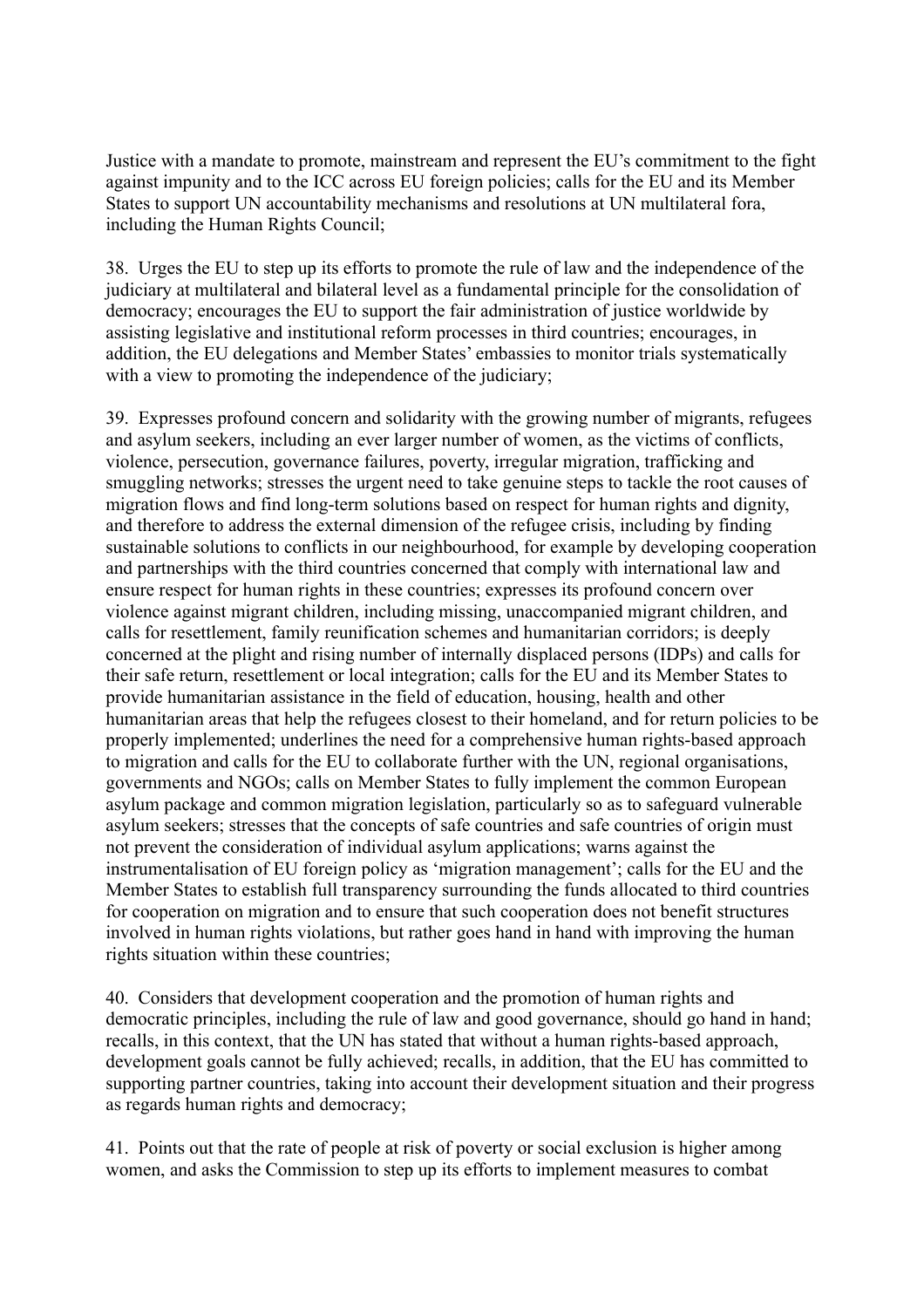Justice with a mandate to promote, mainstream and represent the EU's commitment to the fight against impunity and to the ICC across EU foreign policies; calls for the EU and its Member States to support UN accountability mechanisms and resolutions at UN multilateral fora, including the Human Rights Council;

38. Urges the EU to step up its efforts to promote the rule of law and the independence of the judiciary at multilateral and bilateral level as a fundamental principle for the consolidation of democracy; encourages the EU to support the fair administration of justice worldwide by assisting legislative and institutional reform processes in third countries; encourages, in addition, the EU delegations and Member States' embassies to monitor trials systematically with a view to promoting the independence of the judiciary;

39. Expresses profound concern and solidarity with the growing number of migrants, refugees and asylum seekers, including an ever larger number of women, as the victims of conflicts, violence, persecution, governance failures, poverty, irregular migration, trafficking and smuggling networks; stresses the urgent need to take genuine steps to tackle the root causes of migration flows and find long-term solutions based on respect for human rights and dignity, and therefore to address the external dimension of the refugee crisis, including by finding sustainable solutions to conflicts in our neighbourhood, for example by developing cooperation and partnerships with the third countries concerned that comply with international law and ensure respect for human rights in these countries; expresses its profound concern over violence against migrant children, including missing, unaccompanied migrant children, and calls for resettlement, family reunification schemes and humanitarian corridors; is deeply concerned at the plight and rising number of internally displaced persons (IDPs) and calls for their safe return, resettlement or local integration; calls for the EU and its Member States to provide humanitarian assistance in the field of education, housing, health and other humanitarian areas that help the refugees closest to their homeland, and for return policies to be properly implemented; underlines the need for a comprehensive human rights-based approach to migration and calls for the EU to collaborate further with the UN, regional organisations, governments and NGOs; calls on Member States to fully implement the common European asylum package and common migration legislation, particularly so as to safeguard vulnerable asylum seekers; stresses that the concepts of safe countries and safe countries of origin must not prevent the consideration of individual asylum applications; warns against the instrumentalisation of EU foreign policy as 'migration management'; calls for the EU and the Member States to establish full transparency surrounding the funds allocated to third countries for cooperation on migration and to ensure that such cooperation does not benefit structures involved in human rights violations, but rather goes hand in hand with improving the human rights situation within these countries;

40. Considers that development cooperation and the promotion of human rights and democratic principles, including the rule of law and good governance, should go hand in hand; recalls, in this context, that the UN has stated that without a human rights-based approach, development goals cannot be fully achieved; recalls, in addition, that the EU has committed to supporting partner countries, taking into account their development situation and their progress as regards human rights and democracy;

41. Points out that the rate of people at risk of poverty or social exclusion is higher among women, and asks the Commission to step up its efforts to implement measures to combat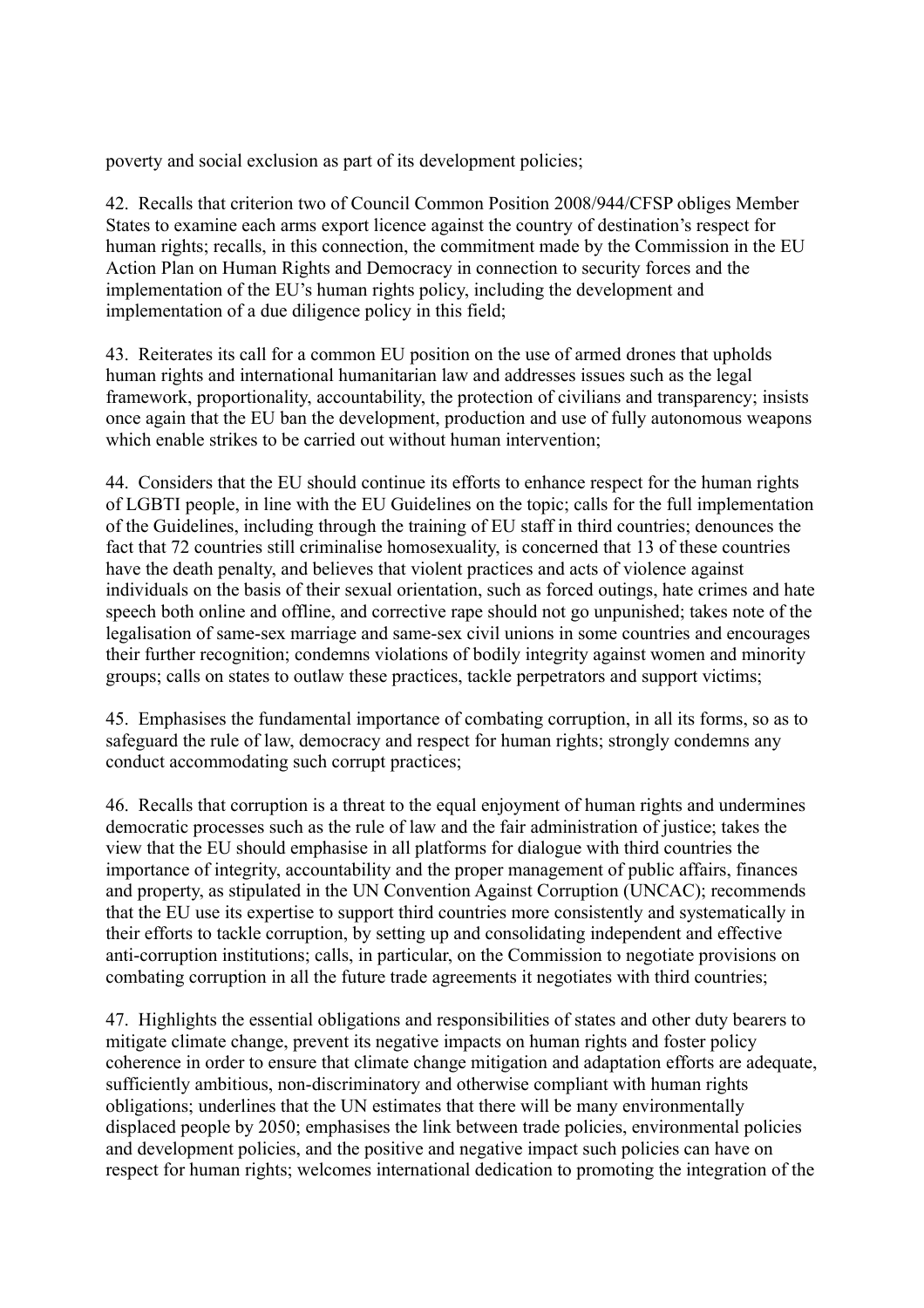poverty and social exclusion as part of its development policies;

42. Recalls that criterion two of Council Common Position 2008/944/CFSP obliges Member States to examine each arms export licence against the country of destination's respect for human rights; recalls, in this connection, the commitment made by the Commission in the EU Action Plan on Human Rights and Democracy in connection to security forces and the implementation of the EU's human rights policy, including the development and implementation of a due diligence policy in this field;

43. Reiterates its call for a common EU position on the use of armed drones that upholds human rights and international humanitarian law and addresses issues such as the legal framework, proportionality, accountability, the protection of civilians and transparency; insists once again that the EU ban the development, production and use of fully autonomous weapons which enable strikes to be carried out without human intervention;

44. Considers that the EU should continue its efforts to enhance respect for the human rights of LGBTI people, in line with the EU Guidelines on the topic; calls for the full implementation of the Guidelines, including through the training of EU staff in third countries; denounces the fact that 72 countries still criminalise homosexuality, is concerned that 13 of these countries have the death penalty, and believes that violent practices and acts of violence against individuals on the basis of their sexual orientation, such as forced outings, hate crimes and hate speech both online and offline, and corrective rape should not go unpunished; takes note of the legalisation of same-sex marriage and same-sex civil unions in some countries and encourages their further recognition; condemns violations of bodily integrity against women and minority groups; calls on states to outlaw these practices, tackle perpetrators and support victims;

45. Emphasises the fundamental importance of combating corruption, in all its forms, so as to safeguard the rule of law, democracy and respect for human rights; strongly condemns any conduct accommodating such corrupt practices;

46. Recalls that corruption is a threat to the equal enjoyment of human rights and undermines democratic processes such as the rule of law and the fair administration of justice; takes the view that the EU should emphasise in all platforms for dialogue with third countries the importance of integrity, accountability and the proper management of public affairs, finances and property, as stipulated in the UN Convention Against Corruption (UNCAC); recommends that the EU use its expertise to support third countries more consistently and systematically in their efforts to tackle corruption, by setting up and consolidating independent and effective anti-corruption institutions; calls, in particular, on the Commission to negotiate provisions on combating corruption in all the future trade agreements it negotiates with third countries;

47. Highlights the essential obligations and responsibilities of states and other duty bearers to mitigate climate change, prevent its negative impacts on human rights and foster policy coherence in order to ensure that climate change mitigation and adaptation efforts are adequate, sufficiently ambitious, non-discriminatory and otherwise compliant with human rights obligations; underlines that the UN estimates that there will be many environmentally displaced people by 2050; emphasises the link between trade policies, environmental policies and development policies, and the positive and negative impact such policies can have on respect for human rights; welcomes international dedication to promoting the integration of the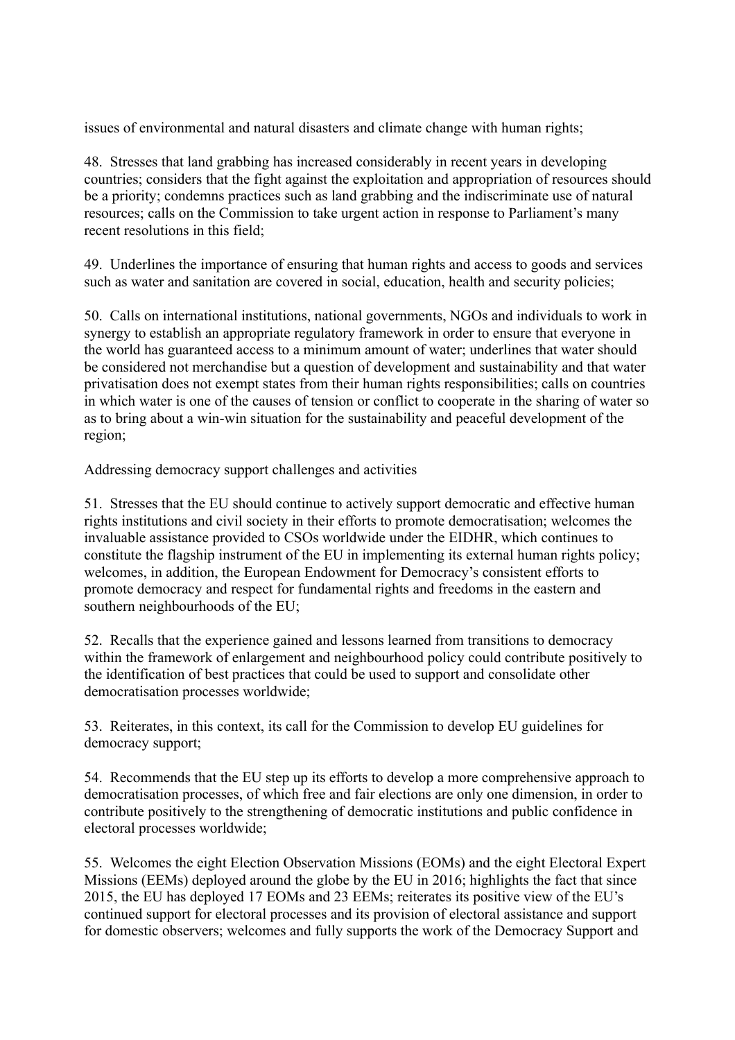issues of environmental and natural disasters and climate change with human rights;

48. Stresses that land grabbing has increased considerably in recent years in developing countries; considers that the fight against the exploitation and appropriation of resources should be a priority; condemns practices such as land grabbing and the indiscriminate use of natural resources; calls on the Commission to take urgent action in response to Parliament's many recent resolutions in this field;

49. Underlines the importance of ensuring that human rights and access to goods and services such as water and sanitation are covered in social, education, health and security policies;

50. Calls on international institutions, national governments, NGOs and individuals to work in synergy to establish an appropriate regulatory framework in order to ensure that everyone in the world has guaranteed access to a minimum amount of water; underlines that water should be considered not merchandise but a question of development and sustainability and that water privatisation does not exempt states from their human rights responsibilities; calls on countries in which water is one of the causes of tension or conflict to cooperate in the sharing of water so as to bring about a win-win situation for the sustainability and peaceful development of the region;

Addressing democracy support challenges and activities

51. Stresses that the EU should continue to actively support democratic and effective human rights institutions and civil society in their efforts to promote democratisation; welcomes the invaluable assistance provided to CSOs worldwide under the EIDHR, which continues to constitute the flagship instrument of the EU in implementing its external human rights policy; welcomes, in addition, the European Endowment for Democracy's consistent efforts to promote democracy and respect for fundamental rights and freedoms in the eastern and southern neighbourhoods of the EU;

52. Recalls that the experience gained and lessons learned from transitions to democracy within the framework of enlargement and neighbourhood policy could contribute positively to the identification of best practices that could be used to support and consolidate other democratisation processes worldwide;

53. Reiterates, in this context, its call for the Commission to develop EU guidelines for democracy support;

54. Recommends that the EU step up its efforts to develop a more comprehensive approach to democratisation processes, of which free and fair elections are only one dimension, in order to contribute positively to the strengthening of democratic institutions and public confidence in electoral processes worldwide;

55. Welcomes the eight Election Observation Missions (EOMs) and the eight Electoral Expert Missions (EEMs) deployed around the globe by the EU in 2016; highlights the fact that since 2015, the EU has deployed 17 EOMs and 23 EEMs; reiterates its positive view of the EU's continued support for electoral processes and its provision of electoral assistance and support for domestic observers; welcomes and fully supports the work of the Democracy Support and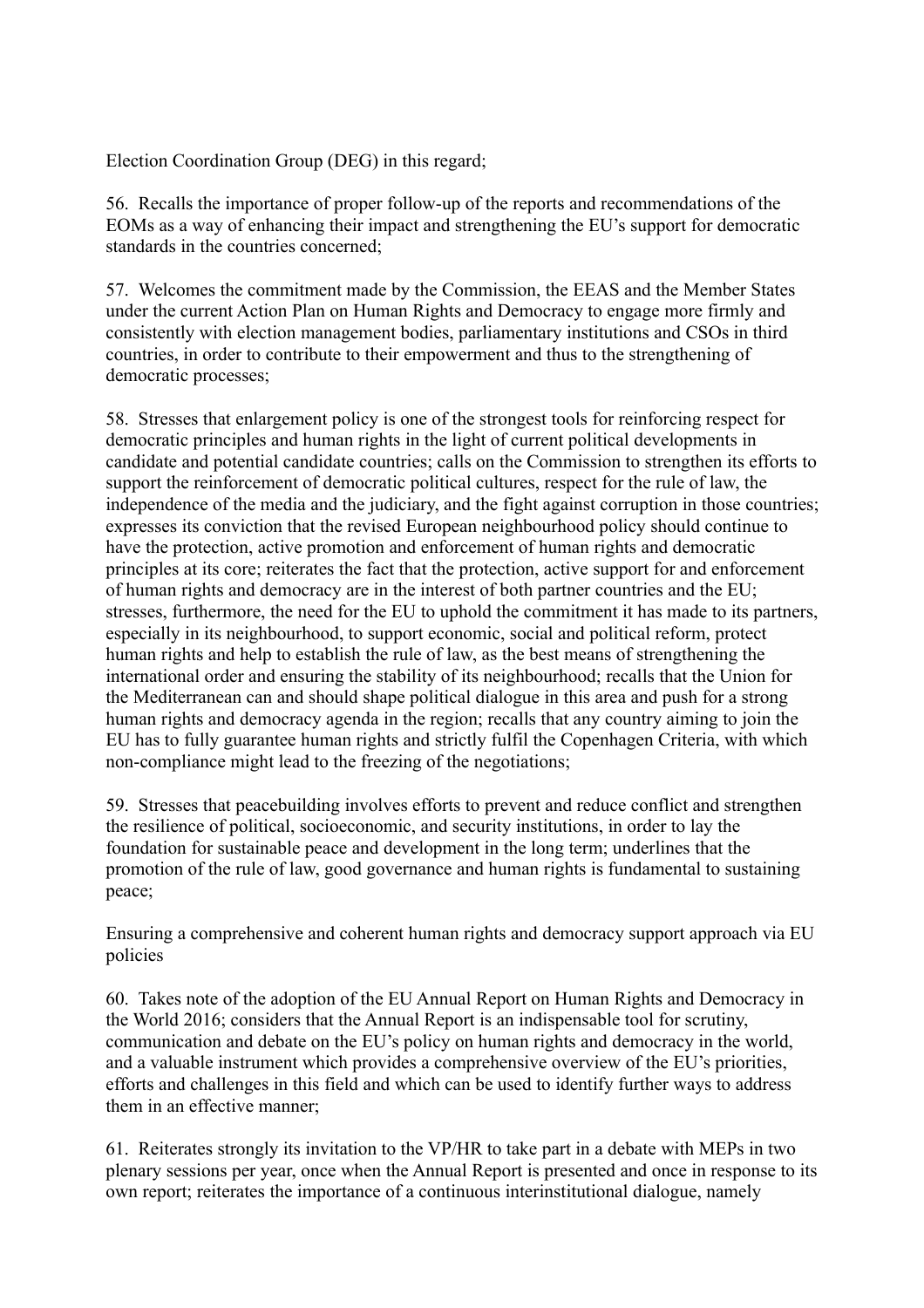Election Coordination Group (DEG) in this regard;

56. Recalls the importance of proper follow-up of the reports and recommendations of the EOMs as a way of enhancing their impact and strengthening the EU's support for democratic standards in the countries concerned;

57. Welcomes the commitment made by the Commission, the EEAS and the Member States under the current Action Plan on Human Rights and Democracy to engage more firmly and consistently with election management bodies, parliamentary institutions and CSOs in third countries, in order to contribute to their empowerment and thus to the strengthening of democratic processes;

58. Stresses that enlargement policy is one of the strongest tools for reinforcing respect for democratic principles and human rights in the light of current political developments in candidate and potential candidate countries; calls on the Commission to strengthen its efforts to support the reinforcement of democratic political cultures, respect for the rule of law, the independence of the media and the judiciary, and the fight against corruption in those countries; expresses its conviction that the revised European neighbourhood policy should continue to have the protection, active promotion and enforcement of human rights and democratic principles at its core; reiterates the fact that the protection, active support for and enforcement of human rights and democracy are in the interest of both partner countries and the EU; stresses, furthermore, the need for the EU to uphold the commitment it has made to its partners, especially in its neighbourhood, to support economic, social and political reform, protect human rights and help to establish the rule of law, as the best means of strengthening the international order and ensuring the stability of its neighbourhood; recalls that the Union for the Mediterranean can and should shape political dialogue in this area and push for a strong human rights and democracy agenda in the region; recalls that any country aiming to join the EU has to fully guarantee human rights and strictly fulfil the Copenhagen Criteria, with which non-compliance might lead to the freezing of the negotiations;

59. Stresses that peacebuilding involves efforts to prevent and reduce conflict and strengthen the resilience of political, socioeconomic, and security institutions, in order to lay the foundation for sustainable peace and development in the long term; underlines that the promotion of the rule of law, good governance and human rights is fundamental to sustaining peace;

Ensuring a comprehensive and coherent human rights and democracy support approach via EU policies

60. Takes note of the adoption of the EU Annual Report on Human Rights and Democracy in the World 2016; considers that the Annual Report is an indispensable tool for scrutiny, communication and debate on the EU's policy on human rights and democracy in the world, and a valuable instrument which provides a comprehensive overview of the EU's priorities, efforts and challenges in this field and which can be used to identify further ways to address them in an effective manner;

61. Reiterates strongly its invitation to the VP/HR to take part in a debate with MEPs in two plenary sessions per year, once when the Annual Report is presented and once in response to its own report; reiterates the importance of a continuous interinstitutional dialogue, namely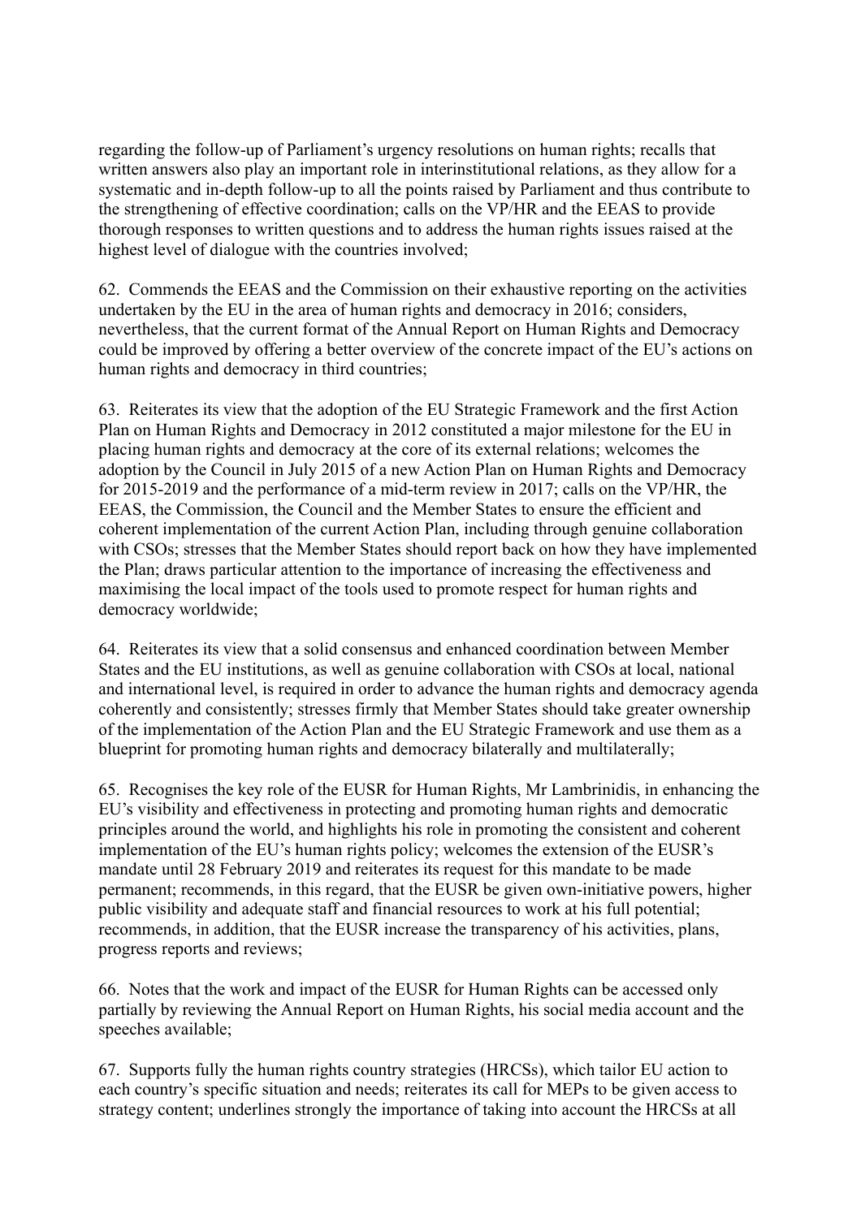regarding the follow-up of Parliament's urgency resolutions on human rights; recalls that written answers also play an important role in interinstitutional relations, as they allow for a systematic and in-depth follow-up to all the points raised by Parliament and thus contribute to the strengthening of effective coordination; calls on the VP/HR and the EEAS to provide thorough responses to written questions and to address the human rights issues raised at the highest level of dialogue with the countries involved;

62. Commends the EEAS and the Commission on their exhaustive reporting on the activities undertaken by the EU in the area of human rights and democracy in 2016; considers, nevertheless, that the current format of the Annual Report on Human Rights and Democracy could be improved by offering a better overview of the concrete impact of the EU's actions on human rights and democracy in third countries;

63. Reiterates its view that the adoption of the EU Strategic Framework and the first Action Plan on Human Rights and Democracy in 2012 constituted a major milestone for the EU in placing human rights and democracy at the core of its external relations; welcomes the adoption by the Council in July 2015 of a new Action Plan on Human Rights and Democracy for 2015-2019 and the performance of a mid-term review in 2017; calls on the VP/HR, the EEAS, the Commission, the Council and the Member States to ensure the efficient and coherent implementation of the current Action Plan, including through genuine collaboration with CSOs; stresses that the Member States should report back on how they have implemented the Plan; draws particular attention to the importance of increasing the effectiveness and maximising the local impact of the tools used to promote respect for human rights and democracy worldwide;

64. Reiterates its view that a solid consensus and enhanced coordination between Member States and the EU institutions, as well as genuine collaboration with CSOs at local, national and international level, is required in order to advance the human rights and democracy agenda coherently and consistently; stresses firmly that Member States should take greater ownership of the implementation of the Action Plan and the EU Strategic Framework and use them as a blueprint for promoting human rights and democracy bilaterally and multilaterally;

65. Recognises the key role of the EUSR for Human Rights, Mr Lambrinidis, in enhancing the EU's visibility and effectiveness in protecting and promoting human rights and democratic principles around the world, and highlights his role in promoting the consistent and coherent implementation of the EU's human rights policy; welcomes the extension of the EUSR's mandate until 28 February 2019 and reiterates its request for this mandate to be made permanent; recommends, in this regard, that the EUSR be given own-initiative powers, higher public visibility and adequate staff and financial resources to work at his full potential; recommends, in addition, that the EUSR increase the transparency of his activities, plans, progress reports and reviews;

66. Notes that the work and impact of the EUSR for Human Rights can be accessed only partially by reviewing the Annual Report on Human Rights, his social media account and the speeches available;

67. Supports fully the human rights country strategies (HRCSs), which tailor EU action to each country's specific situation and needs; reiterates its call for MEPs to be given access to strategy content; underlines strongly the importance of taking into account the HRCSs at all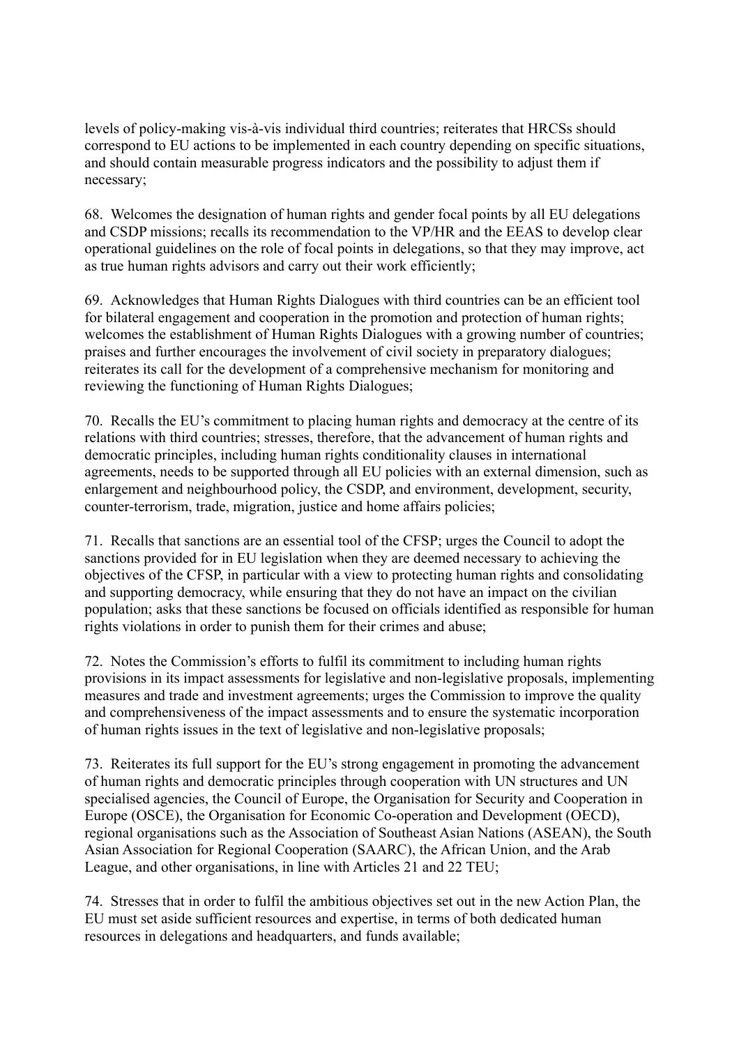levels of policy-making vis-à-vis individual third countries; reiterates that HRCSs should correspond to EU actions to be implemented in each country depending on specific situations, and should contain measurable progress indicators and the possibility to adjust them if necessary;

68. Welcomes the designation of human rights and gender focal points by all EU delegations and CSDP missions; recalls its recommendation to the VP/HR and the EEAS to develop clear operational guidelines on the role of focal points in delegations, so that they may improve, act as true human rights advisors and carry out their work efficiently;

69. Acknowledges that Human Rights Dialogues with third countries can be an efficient tool for bilateral engagement and cooperation in the promotion and protection of human rights; welcomes the establishment of Human Rights Dialogues with a growing number of countries; praises and further encourages the involvement of civil society in preparatory dialogues; reiterates its call for the development of a comprehensive mechanism for monitoring and reviewing the functioning of Human Rights Dialogues;

70. Recalls the EU's commitment to placing human rights and democracy at the centre of its relations with third countries; stresses, therefore, that the advancement of human rights and democratic principles, including human rights conditionality clauses in international agreements, needs to be supported through all EU policies with an external dimension, such as enlargement and neighbourhood policy, the CSDP, and environment, development, security, counter-terrorism, trade, migration, justice and home affairs policies;

71. Recalls that sanctions are an essential tool of the CFSP; urges the Council to adopt the sanctions provided for in EU legislation when they are deemed necessary to achieving the objectives of the CFSP, in particular with a view to protecting human rights and consolidating and supporting democracy, while ensuring that they do not have an impact on the civilian population; asks that these sanctions be focused on officials identified as responsible for human rights violations in order to punish them for their crimes and abuse;

72. Notes the Commission's efforts to fulfil its commitment to including human rights provisions in its impact assessments for legislative and non-legislative proposals, implementing measures and trade and investment agreements; urges the Commission to improve the quality and comprehensiveness of the impact assessments and to ensure the systematic incorporation of human rights issues in the text of legislative and non-legislative proposals;

73. Reiterates its full support for the EU's strong engagement in promoting the advancement of human rights and democratic principles through cooperation with UN structures and UN specialised agencies, the Council of Europe, the Organisation for Security and Cooperation in Europe (OSCE), the Organisation for Economic Co-operation and Development (OECD), regional organisations such as the Association of Southeast Asian Nations (ASEAN), the South Asian Association for Regional Cooperation (SAARC), the African Union, and the Arab League, and other organisations, in line with Articles 21 and 22 TEU;

74. Stresses that in order to fulfil the ambitious objectives set out in the new Action Plan, the EU must set aside sufficient resources and expertise, in terms of both dedicated human resources in delegations and headquarters, and funds available;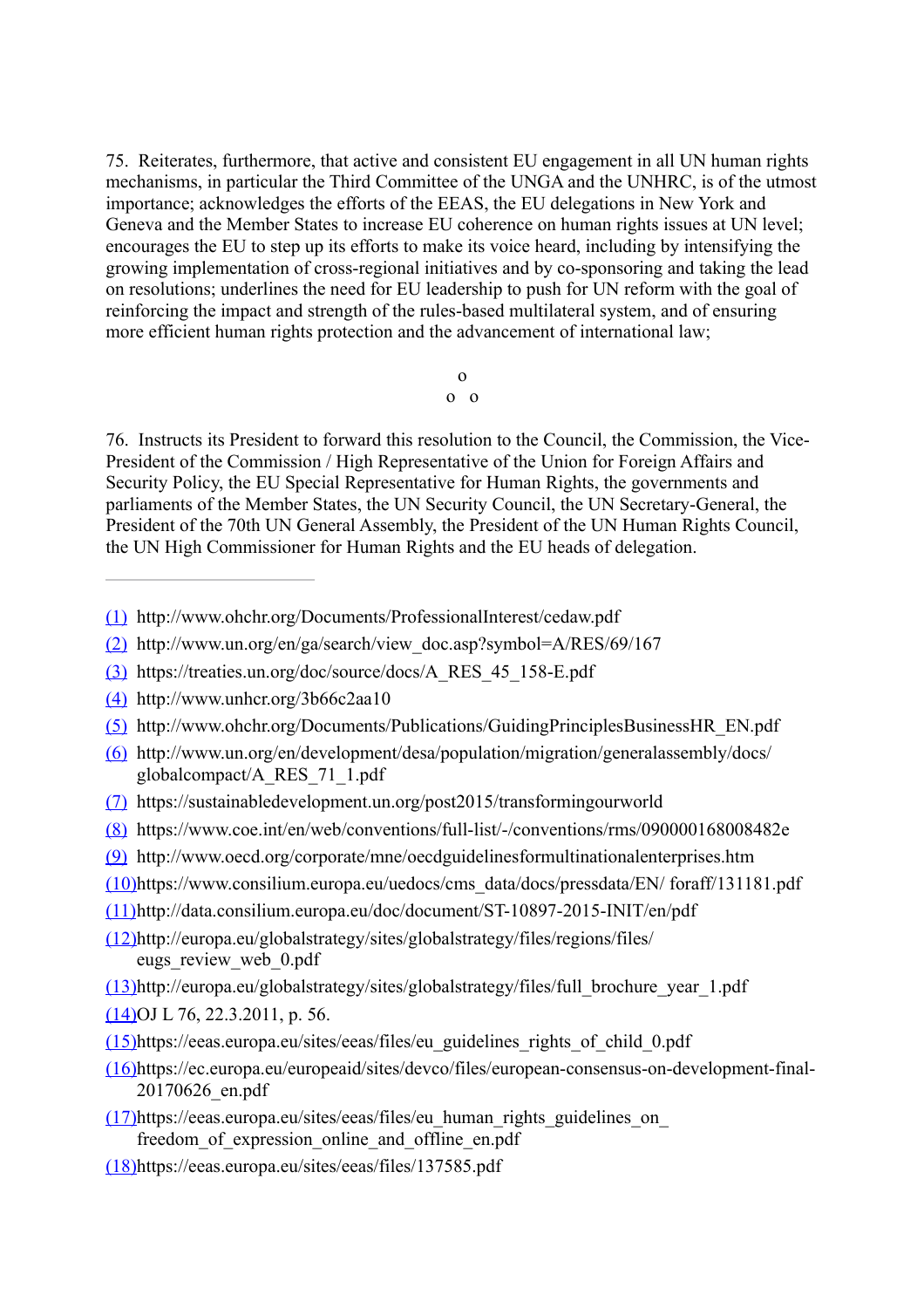75. Reiterates, furthermore, that active and consistent EU engagement in all UN human rights mechanisms, in particular the Third Committee of the UNGA and the UNHRC, is of the utmost importance; acknowledges the efforts of the EEAS, the EU delegations in New York and Geneva and the Member States to increase EU coherence on human rights issues at UN level; encourages the EU to step up its efforts to make its voice heard, including by intensifying the growing implementation of cross-regional initiatives and by co-sponsoring and taking the lead on resolutions; underlines the need for EU leadership to push for UN reform with the goal of reinforcing the impact and strength of the rules-based multilateral system, and of ensuring more efficient human rights protection and the advancement of international law;

o

o o

76. Instructs its President to forward this resolution to the Council, the Commission, the Vice-President of the Commission / High Representative of the Union for Foreign Affairs and Security Policy, the EU Special Representative for Human Rights, the governments and parliaments of the Member States, the UN Security Council, the UN Secretary-General, the President of the 70th UN General Assembly, the President of the UN Human Rights Council, the UN High Commissioner for Human Rights and the EU heads of delegation.

---

(1) http://www.ohchr.org/Documents/ProfessionalInterest/cedaw.pdf

(2) http://www.un.org/en/ga/search/view_doc.asp?symbol=A/RES/69/167

(3) https://treaties.un.org/doc/source/docs/A_RES_45_158-E.pdf

(4) http://www.unhcr.org/3b66c2aa10

(5) http://www.ohchr.org/Documents/Publications/GuidingPrinciplesBusinessHR_EN.pdf

(6) http://www.un.org/en/development/desa/population/migration/generalassembly/docs/globalcompact/A_RES_71_1.pdf

(7) https://sustainabledevelopment.un.org/post2015/transformingourworld

(8) https://www.coe.int/en/web/conventions/full-list/-/conventions/rms/090000168008482e

(9) http://www.oecd.org/corporate/mne/oecdguidelinesformultinationalenterprises.htm

(10) https://www.consilium.europa.eu/uedocs/cms_data/docs/pressdata/EN/ foraff/131181.pdf

(11) http://data.consilium.europa.eu/doc/document/ST-10897-2015-INIT/en/pdf

(12) http://europa.eu/globalstrategy/sites/globalstrategy/files/regions/files/eugs_review_web_0.pdf

(13) http://europa.eu/globalstrategy/sites/globalstrategy/files/full_brochure_year_1.pdf

(14) OJ L 76, 22.3.2011, p. 56.

(15) https://eeas.europa.eu/sites/eeas/files/eu_guidelines_rights_of_child_0.pdf

(16) https://ec.europa.eu/europeaid/sites/devco/files/european-consensus-on-development-final-20170626_en.pdf

(17) https://eeas.europa.eu/sites/eeas/files/eu_human_rights_guidelines_on_freedom_of_expression_online_and_offline_en.pdf

(18) https://eeas.europa.eu/sites/eeas/files/137585.pdf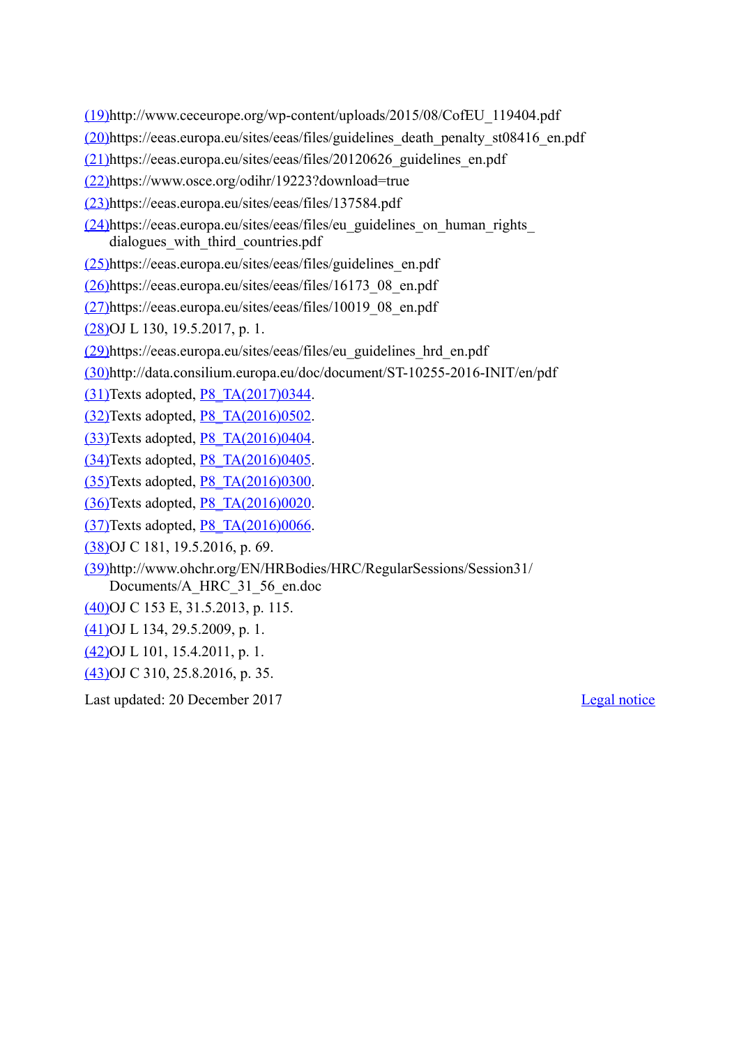(19)http://www.ceceurope.org/wp-content/uploads/2015/08/CofEU_119404.pdf

(20)https://eeas.europa.eu/sites/eeas/files/guidelines_death_penalty_st08416_en.pdf

(21)https://eeas.europa.eu/sites/eeas/files/20120626_guidelines_en.pdf

(22)https://www.osce.org/odihr/19223?download=true

(23)https://eeas.europa.eu/sites/eeas/files/137584.pdf

(24)https://eeas.europa.eu/sites/eeas/files/eu_guidelines_on_human_rights_dialogues_with_third_countries.pdf

(25)https://eeas.europa.eu/sites/eeas/files/guidelines_en.pdf

(26)https://eeas.europa.eu/sites/eeas/files/16173_08_en.pdf

(27)https://eeas.europa.eu/sites/eeas/files/10019_08_en.pdf

(28)OJ L 130, 19.5.2017, p. 1.

(29)https://eeas.europa.eu/sites/eeas/files/eu_guidelines_hrd_en.pdf

(30)http://data.consilium.europa.eu/doc/document/ST-10255-2016-INIT/en/pdf

(31)Texts adopted, P8_TA(2017)0344.

(32)Texts adopted, P8_TA(2016)0502.

(33)Texts adopted, P8_TA(2016)0404.

(34)Texts adopted, P8_TA(2016)0405.

(35)Texts adopted, P8_TA(2016)0300.

(36)Texts adopted, P8_TA(2016)0020.

(37)Texts adopted, P8_TA(2016)0066.

(38)OJ C 181, 19.5.2016, p. 69.

(39)http://www.ohchr.org/EN/HRBodies/HRC/RegularSessions/Session31/Documents/A_HRC_31_56_en.doc

(40)OJ C 153 E, 31.5.2013, p. 115.

(41)OJ L 134, 29.5.2009, p. 1.

(42)OJ L 101, 15.4.2011, p. 1.

(43)OJ C 310, 25.8.2016, p. 35.

Last updated: 20 December 2017 Legal notice